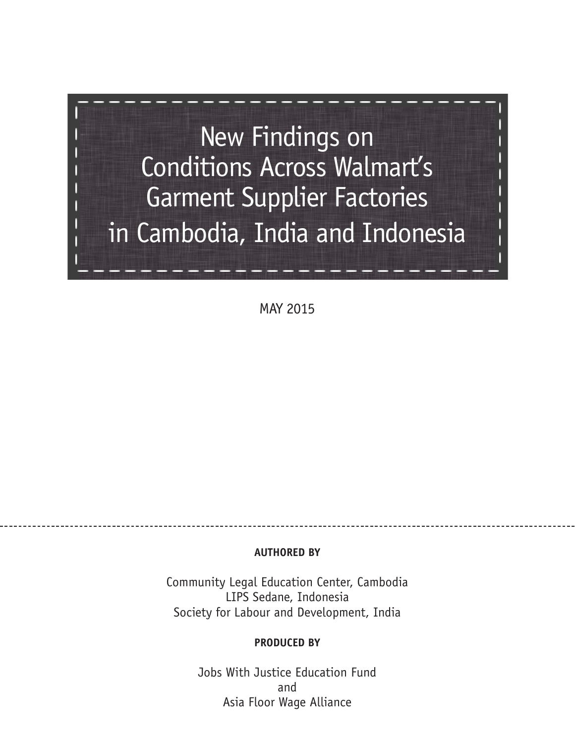# New Findings on Conditions Across Walmart's Garment Supplier Factories in Cambodia, India and Indonesia

MAY 2015

**AUTHORED BY**

Community Legal Education Center, Cambodia
LIPS Sedane, Indonesia
Society for Labour and Development, India

**PRODUCED BY**

Jobs With Justice Education Fund
and
Asia Floor Wage Alliance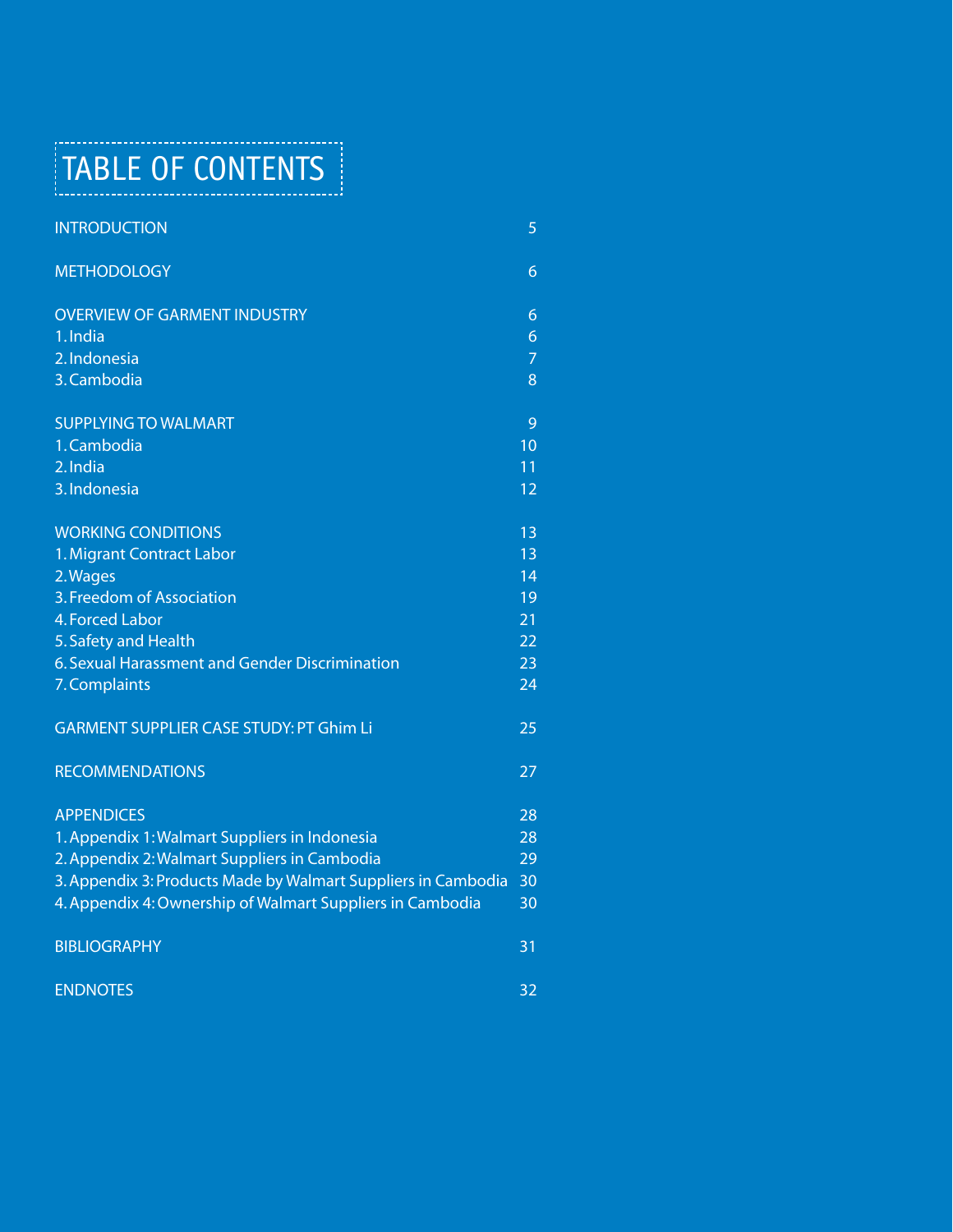# TABLE OF CONTENTS

| | |
|---|---|
| INTRODUCTION | 5 |
| METHODOLOGY | 6 |
| OVERVIEW OF GARMENT INDUSTRY | 6 |
| 1. India | 6 |
| 2. Indonesia | 7 |
| 3. Cambodia | 8 |
| SUPPLYING TO WALMART | 9 |
| 1. Cambodia | 10 |
| 2. India | 11 |
| 3. Indonesia | 12 |
| WORKING CONDITIONS | 13 |
| 1. Migrant Contract Labor | 13 |
| 2. Wages | 14 |
| 3. Freedom of Association | 19 |
| 4. Forced Labor | 21 |
| 5. Safety and Health | 22 |
| 6. Sexual Harassment and Gender Discrimination | 23 |
| 7. Complaints | 24 |
| GARMENT SUPPLIER CASE STUDY: PT Ghim Li | 25 |
| RECOMMENDATIONS | 27 |
| APPENDICES | 28 |
| 1. Appendix 1: Walmart Suppliers in Indonesia | 28 |
| 2. Appendix 2: Walmart Suppliers in Cambodia | 29 |
| 3. Appendix 3: Products Made by Walmart Suppliers in Cambodia | 30 |
| 4. Appendix 4: Ownership of Walmart Suppliers in Cambodia | 30 |
| BIBLIOGRAPHY | 31 |
| ENDNOTES | 32 |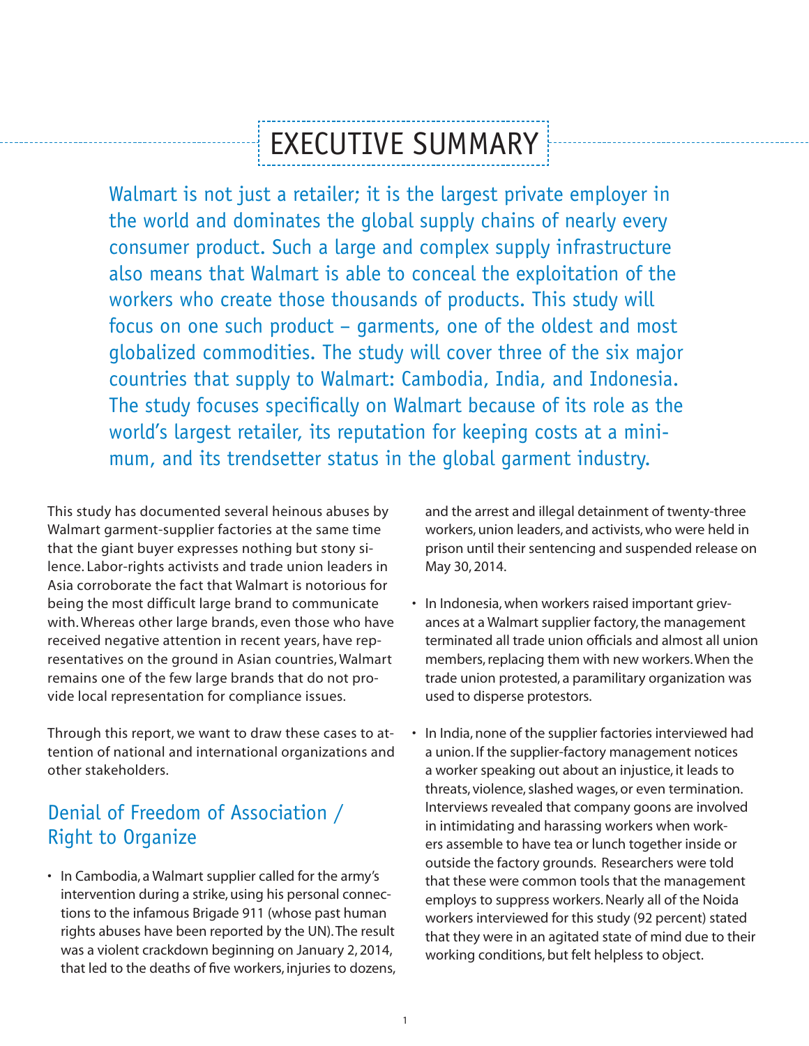# EXECUTIVE SUMMARY

Walmart is not just a retailer; it is the largest private employer in the world and dominates the global supply chains of nearly every consumer product. Such a large and complex supply infrastructure also means that Walmart is able to conceal the exploitation of the workers who create those thousands of products. This study will focus on one such product – garments, one of the oldest and most globalized commodities. The study will cover three of the six major countries that supply to Walmart: Cambodia, India, and Indonesia. The study focuses specifically on Walmart because of its role as the world's largest retailer, its reputation for keeping costs at a minimum, and its trendsetter status in the global garment industry.

This study has documented several heinous abuses by Walmart garment-supplier factories at the same time that the giant buyer expresses nothing but stony silence. Labor-rights activists and trade union leaders in Asia corroborate the fact that Walmart is notorious for being the most difficult large brand to communicate with. Whereas other large brands, even those who have received negative attention in recent years, have representatives on the ground in Asian countries, Walmart remains one of the few large brands that do not provide local representation for compliance issues.

Through this report, we want to draw these cases to attention of national and international organizations and other stakeholders.

## Denial of Freedom of Association / Right to Organize

- In Cambodia, a Walmart supplier called for the army's intervention during a strike, using his personal connections to the infamous Brigade 911 (whose past human rights abuses have been reported by the UN). The result was a violent crackdown beginning on January 2, 2014, that led to the deaths of five workers, injuries to dozens, and the arrest and illegal detainment of twenty-three workers, union leaders, and activists, who were held in prison until their sentencing and suspended release on May 30, 2014.
- In Indonesia, when workers raised important grievances at a Walmart supplier factory, the management terminated all trade union officials and almost all union members, replacing them with new workers. When the trade union protested, a paramilitary organization was used to disperse protestors.
- In India, none of the supplier factories interviewed had a union. If the supplier-factory management notices a worker speaking out about an injustice, it leads to threats, violence, slashed wages, or even termination. Interviews revealed that company goons are involved in intimidating and harassing workers when workers assemble to have tea or lunch together inside or outside the factory grounds. Researchers were told that these were common tools that the management employs to suppress workers. Nearly all of the Noida workers interviewed for this study (92 percent) stated that they were in an agitated state of mind due to their working conditions, but felt helpless to object.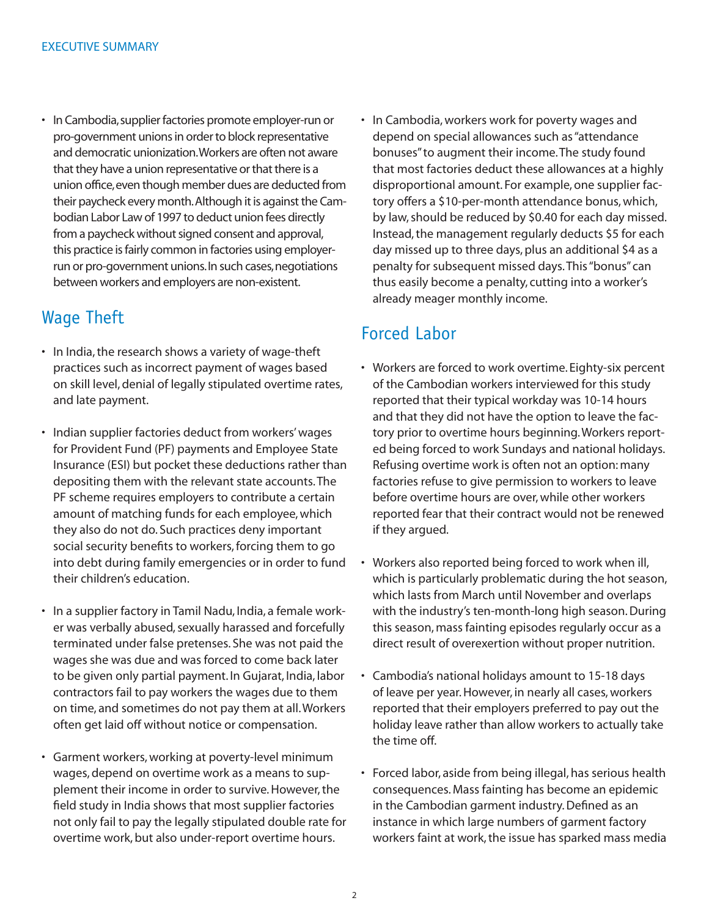- In Cambodia, supplier factories promote employer-run or pro-government unions in order to block representative and democratic unionization. Workers are often not aware that they have a union representative or that there is a union office, even though member dues are deducted from their paycheck every month. Although it is against the Cambodian Labor Law of 1997 to deduct union fees directly from a paycheck without signed consent and approval, this practice is fairly common in factories using employer-run or pro-government unions. In such cases, negotiations between workers and employers are non-existent.

## Wage Theft

- In India, the research shows a variety of wage-theft practices such as incorrect payment of wages based on skill level, denial of legally stipulated overtime rates, and late payment.

- Indian supplier factories deduct from workers' wages for Provident Fund (PF) payments and Employee State Insurance (ESI) but pocket these deductions rather than depositing them with the relevant state accounts. The PF scheme requires employers to contribute a certain amount of matching funds for each employee, which they also do not do. Such practices deny important social security benefits to workers, forcing them to go into debt during family emergencies or in order to fund their children's education.

- In a supplier factory in Tamil Nadu, India, a female worker was verbally abused, sexually harassed and forcefully terminated under false pretenses. She was not paid the wages she was due and was forced to come back later to be given only partial payment. In Gujarat, India, labor contractors fail to pay workers the wages due to them on time, and sometimes do not pay them at all. Workers often get laid off without notice or compensation.

- Garment workers, working at poverty-level minimum wages, depend on overtime work as a means to supplement their income in order to survive. However, the field study in India shows that most supplier factories not only fail to pay the legally stipulated double rate for overtime work, but also under-report overtime hours.

- In Cambodia, workers work for poverty wages and depend on special allowances such as "attendance bonuses" to augment their income. The study found that most factories deduct these allowances at a highly disproportional amount. For example, one supplier factory offers a $10-per-month attendance bonus, which, by law, should be reduced by $0.40 for each day missed. Instead, the management regularly deducts $5 for each day missed up to three days, plus an additional $4 as a penalty for subsequent missed days. This "bonus" can thus easily become a penalty, cutting into a worker's already meager monthly income.

## Forced Labor

- Workers are forced to work overtime. Eighty-six percent of the Cambodian workers interviewed for this study reported that their typical workday was 10-14 hours and that they did not have the option to leave the factory prior to overtime hours beginning. Workers reported being forced to work Sundays and national holidays. Refusing overtime work is often not an option: many factories refuse to give permission to workers to leave before overtime hours are over, while other workers reported fear that their contract would not be renewed if they argued.

- Workers also reported being forced to work when ill, which is particularly problematic during the hot season, which lasts from March until November and overlaps with the industry's ten-month-long high season. During this season, mass fainting episodes regularly occur as a direct result of overexertion without proper nutrition.

- Cambodia's national holidays amount to 15-18 days of leave per year. However, in nearly all cases, workers reported that their employers preferred to pay out the holiday leave rather than allow workers to actually take the time off.

- Forced labor, aside from being illegal, has serious health consequences. Mass fainting has become an epidemic in the Cambodian garment industry. Defined as an instance in which large numbers of garment factory workers faint at work, the issue has sparked mass media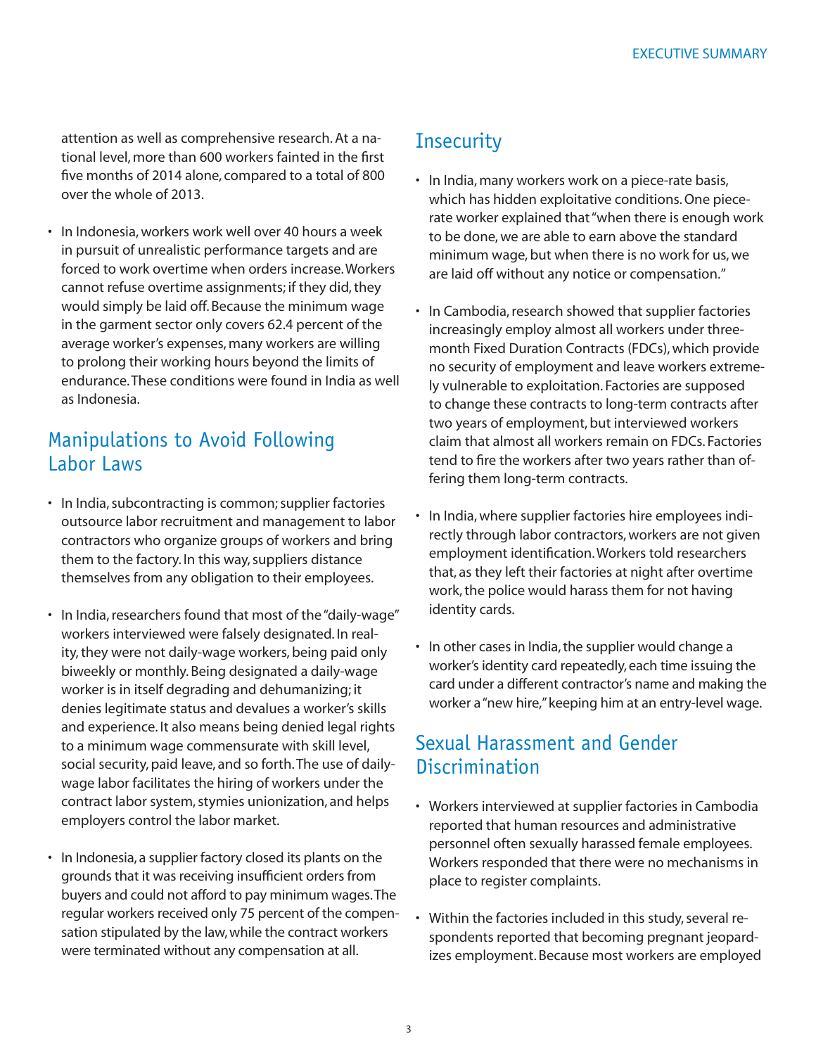attention as well as comprehensive research. At a national level, more than 600 workers fainted in the first five months of 2014 alone, compared to a total of 800 over the whole of 2013.

- In Indonesia, workers work well over 40 hours a week in pursuit of unrealistic performance targets and are forced to work overtime when orders increase. Workers cannot refuse overtime assignments; if they did, they would simply be laid off. Because the minimum wage in the garment sector only covers 62.4 percent of the average worker's expenses, many workers are willing to prolong their working hours beyond the limits of endurance. These conditions were found in India as well as Indonesia.

## Manipulations to Avoid Following Labor Laws

- In India, subcontracting is common; supplier factories outsource labor recruitment and management to labor contractors who organize groups of workers and bring them to the factory. In this way, suppliers distance themselves from any obligation to their employees.

- In India, researchers found that most of the "daily-wage" workers interviewed were falsely designated. In reality, they were not daily-wage workers, being paid only biweekly or monthly. Being designated a daily-wage worker is in itself degrading and dehumanizing; it denies legitimate status and devalues a worker's skills and experience. It also means being denied legal rights to a minimum wage commensurate with skill level, social security, paid leave, and so forth. The use of daily-wage labor facilitates the hiring of workers under the contract labor system, stymies unionization, and helps employers control the labor market.

- In Indonesia, a supplier factory closed its plants on the grounds that it was receiving insufficient orders from buyers and could not afford to pay minimum wages. The regular workers received only 75 percent of the compensation stipulated by the law, while the contract workers were terminated without any compensation at all.

## Insecurity

- In India, many workers work on a piece-rate basis, which has hidden exploitative conditions. One piece-rate worker explained that "when there is enough work to be done, we are able to earn above the standard minimum wage, but when there is no work for us, we are laid off without any notice or compensation."

- In Cambodia, research showed that supplier factories increasingly employ almost all workers under three-month Fixed Duration Contracts (FDCs), which provide no security of employment and leave workers extremely vulnerable to exploitation. Factories are supposed to change these contracts to long-term contracts after two years of employment, but interviewed workers claim that almost all workers remain on FDCs. Factories tend to fire the workers after two years rather than offering them long-term contracts.

- In India, where supplier factories hire employees indirectly through labor contractors, workers are not given employment identification. Workers told researchers that, as they left their factories at night after overtime work, the police would harass them for not having identity cards.

- In other cases in India, the supplier would change a worker's identity card repeatedly, each time issuing the card under a different contractor's name and making the worker a "new hire," keeping him at an entry-level wage.

## Sexual Harassment and Gender Discrimination

- Workers interviewed at supplier factories in Cambodia reported that human resources and administrative personnel often sexually harassed female employees. Workers responded that there were no mechanisms in place to register complaints.

- Within the factories included in this study, several respondents reported that becoming pregnant jeopardizes employment. Because most workers are employed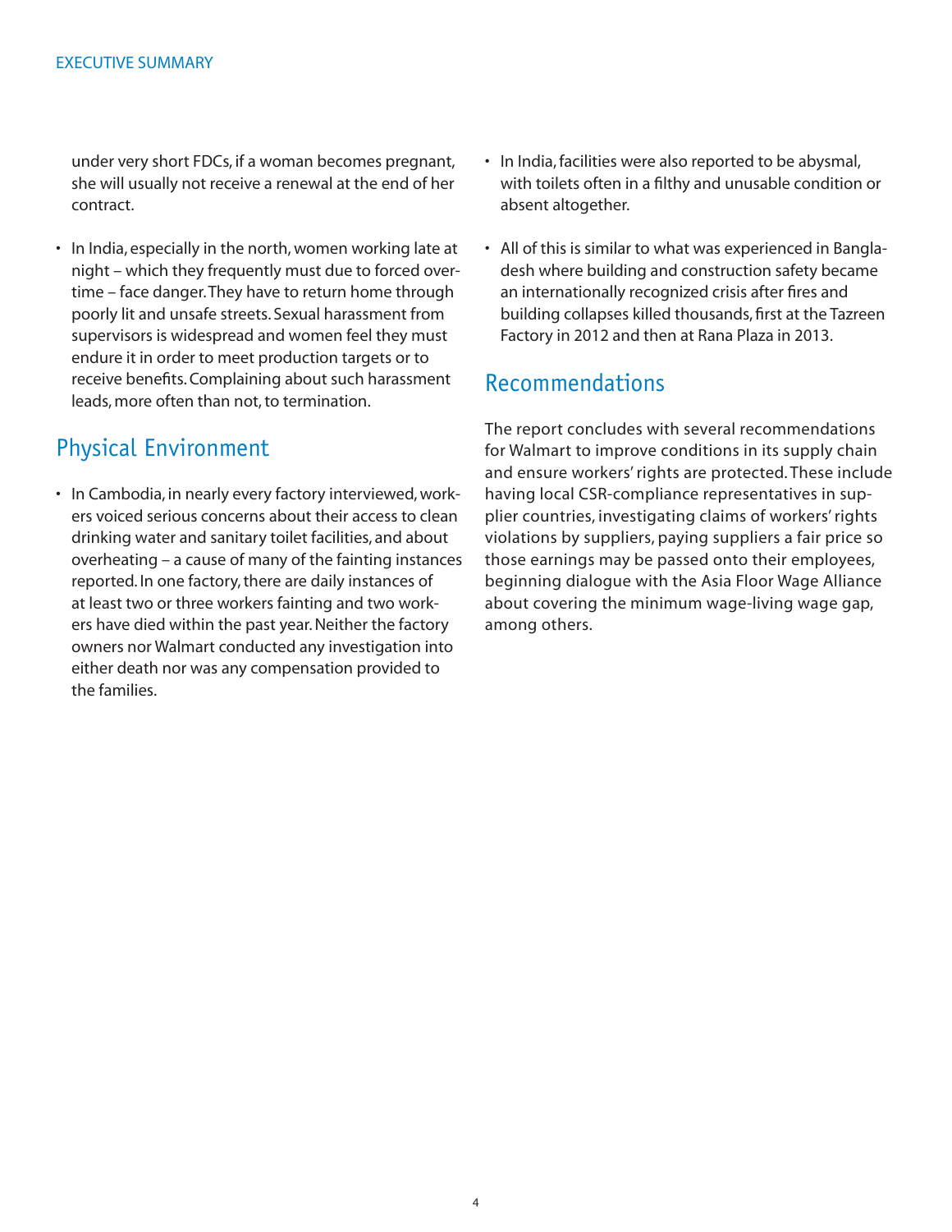under very short FDCs, if a woman becomes pregnant, she will usually not receive a renewal at the end of her contract.

- In India, especially in the north, women working late at night – which they frequently must due to forced overtime – face danger. They have to return home through poorly lit and unsafe streets. Sexual harassment from supervisors is widespread and women feel they must endure it in order to meet production targets or to receive benefits. Complaining about such harassment leads, more often than not, to termination.

## Physical Environment

- In Cambodia, in nearly every factory interviewed, workers voiced serious concerns about their access to clean drinking water and sanitary toilet facilities, and about overheating – a cause of many of the fainting instances reported. In one factory, there are daily instances of at least two or three workers fainting and two workers have died within the past year. Neither the factory owners nor Walmart conducted any investigation into either death nor was any compensation provided to the families.
- In India, facilities were also reported to be abysmal, with toilets often in a filthy and unusable condition or absent altogether.
- All of this is similar to what was experienced in Bangladesh where building and construction safety became an internationally recognized crisis after fires and building collapses killed thousands, first at the Tazreen Factory in 2012 and then at Rana Plaza in 2013.

## Recommendations

The report concludes with several recommendations for Walmart to improve conditions in its supply chain and ensure workers' rights are protected. These include having local CSR-compliance representatives in supplier countries, investigating claims of workers' rights violations by suppliers, paying suppliers a fair price so those earnings may be passed onto their employees, beginning dialogue with the Asia Floor Wage Alliance about covering the minimum wage-living wage gap, among others.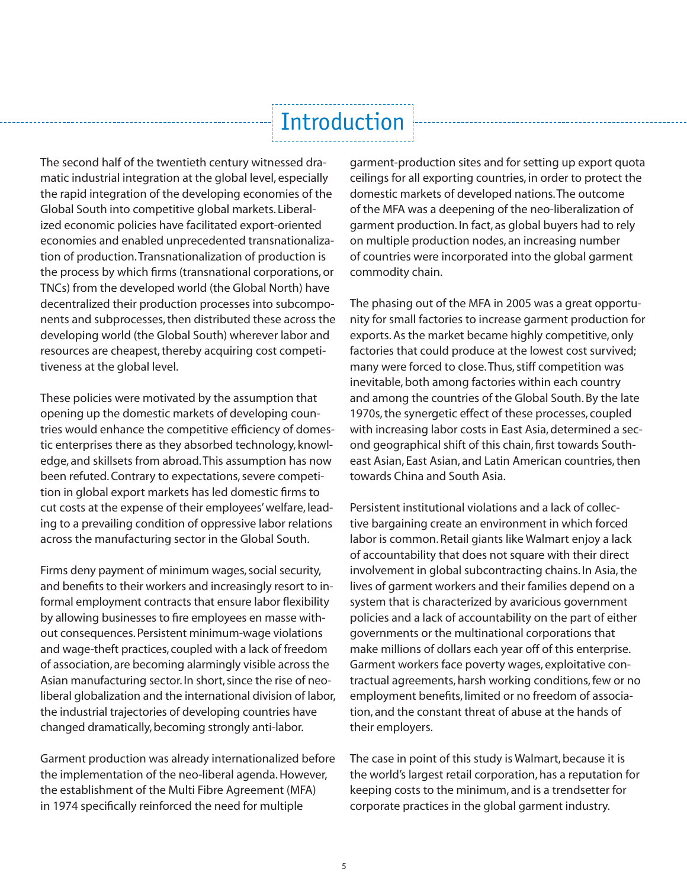# Introduction

The second half of the twentieth century witnessed dramatic industrial integration at the global level, especially the rapid integration of the developing economies of the Global South into competitive global markets. Liberalized economic policies have facilitated export-oriented economies and enabled unprecedented transnationalization of production. Transnationalization of production is the process by which firms (transnational corporations, or TNCs) from the developed world (the Global North) have decentralized their production processes into subcomponents and subprocesses, then distributed these across the developing world (the Global South) wherever labor and resources are cheapest, thereby acquiring cost competitiveness at the global level.

These policies were motivated by the assumption that opening up the domestic markets of developing countries would enhance the competitive efficiency of domestic enterprises there as they absorbed technology, knowledge, and skillsets from abroad. This assumption has now been refuted. Contrary to expectations, severe competition in global export markets has led domestic firms to cut costs at the expense of their employees' welfare, leading to a prevailing condition of oppressive labor relations across the manufacturing sector in the Global South.

Firms deny payment of minimum wages, social security, and benefits to their workers and increasingly resort to informal employment contracts that ensure labor flexibility by allowing businesses to fire employees en masse without consequences. Persistent minimum-wage violations and wage-theft practices, coupled with a lack of freedom of association, are becoming alarmingly visible across the Asian manufacturing sector. In short, since the rise of neo-liberal globalization and the international division of labor, the industrial trajectories of developing countries have changed dramatically, becoming strongly anti-labor.

Garment production was already internationalized before the implementation of the neo-liberal agenda. However, the establishment of the Multi Fibre Agreement (MFA) in 1974 specifically reinforced the need for multiple garment-production sites and for setting up export quota ceilings for all exporting countries, in order to protect the domestic markets of developed nations. The outcome of the MFA was a deepening of the neo-liberalization of garment production. In fact, as global buyers had to rely on multiple production nodes, an increasing number of countries were incorporated into the global garment commodity chain.

The phasing out of the MFA in 2005 was a great opportunity for small factories to increase garment production for exports. As the market became highly competitive, only factories that could produce at the lowest cost survived; many were forced to close. Thus, stiff competition was inevitable, both among factories within each country and among the countries of the Global South. By the late 1970s, the synergetic effect of these processes, coupled with increasing labor costs in East Asia, determined a second geographical shift of this chain, first towards Southeast Asian, East Asian, and Latin American countries, then towards China and South Asia.

Persistent institutional violations and a lack of collective bargaining create an environment in which forced labor is common. Retail giants like Walmart enjoy a lack of accountability that does not square with their direct involvement in global subcontracting chains. In Asia, the lives of garment workers and their families depend on a system that is characterized by avaricious government policies and a lack of accountability on the part of either governments or the multinational corporations that make millions of dollars each year off of this enterprise. Garment workers face poverty wages, exploitative contractual agreements, harsh working conditions, few or no employment benefits, limited or no freedom of association, and the constant threat of abuse at the hands of their employers.

The case in point of this study is Walmart, because it is the world's largest retail corporation, has a reputation for keeping costs to the minimum, and is a trendsetter for corporate practices in the global garment industry.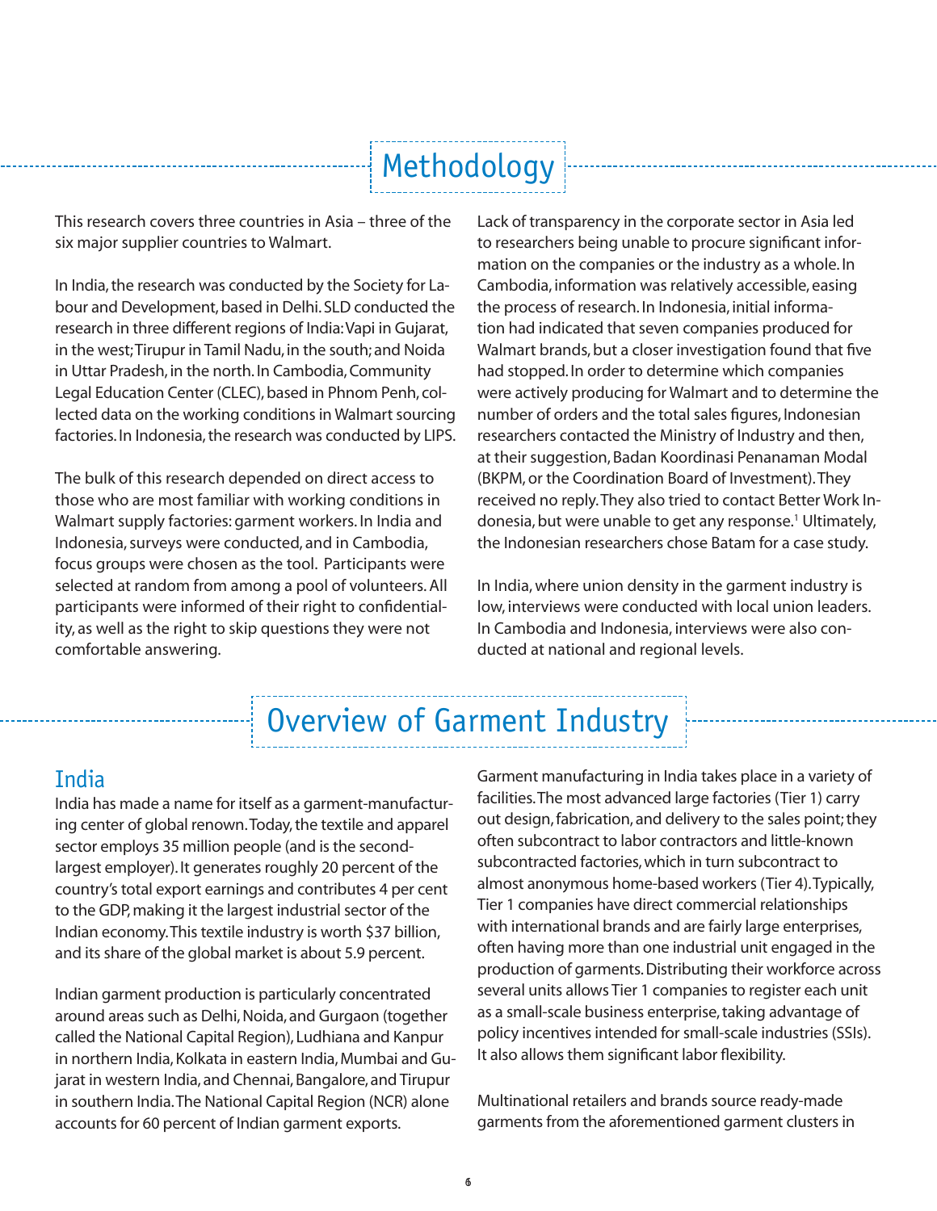# Methodology

This research covers three countries in Asia – three of the six major supplier countries to Walmart.

In India, the research was conducted by the Society for Labour and Development, based in Delhi. SLD conducted the research in three different regions of India: Vapi in Gujarat, in the west; Tirupur in Tamil Nadu, in the south; and Noida in Uttar Pradesh, in the north. In Cambodia, Community Legal Education Center (CLEC), based in Phnom Penh, collected data on the working conditions in Walmart sourcing factories. In Indonesia, the research was conducted by LIPS.

The bulk of this research depended on direct access to those who are most familiar with working conditions in Walmart supply factories: garment workers. In India and Indonesia, surveys were conducted, and in Cambodia, focus groups were chosen as the tool. Participants were selected at random from among a pool of volunteers. All participants were informed of their right to confidentiality, as well as the right to skip questions they were not comfortable answering.

Lack of transparency in the corporate sector in Asia led to researchers being unable to procure significant information on the companies or the industry as a whole. In Cambodia, information was relatively accessible, easing the process of research. In Indonesia, initial information had indicated that seven companies produced for Walmart brands, but a closer investigation found that five had stopped. In order to determine which companies were actively producing for Walmart and to determine the number of orders and the total sales figures, Indonesian researchers contacted the Ministry of Industry and then, at their suggestion, Badan Koordinasi Penanaman Modal (BKPM, or the Coordination Board of Investment). They received no reply. They also tried to contact Better Work Indonesia, but were unable to get any response.[1] Ultimately, the Indonesian researchers chose Batam for a case study.

In India, where union density in the garment industry is low, interviews were conducted with local union leaders. In Cambodia and Indonesia, interviews were also conducted at national and regional levels.

# Overview of Garment Industry

## India

India has made a name for itself as a garment-manufacturing center of global renown. Today, the textile and apparel sector employs 35 million people (and is the second-largest employer). It generates roughly 20 percent of the country's total export earnings and contributes 4 per cent to the GDP, making it the largest industrial sector of the Indian economy. This textile industry is worth $37 billion, and its share of the global market is about 5.9 percent.

Indian garment production is particularly concentrated around areas such as Delhi, Noida, and Gurgaon (together called the National Capital Region), Ludhiana and Kanpur in northern India, Kolkata in eastern India, Mumbai and Gujarat in western India, and Chennai, Bangalore, and Tirupur in southern India. The National Capital Region (NCR) alone accounts for 60 percent of Indian garment exports.

Garment manufacturing in India takes place in a variety of facilities. The most advanced large factories (Tier 1) carry out design, fabrication, and delivery to the sales point; they often subcontract to labor contractors and little-known subcontracted factories, which in turn subcontract to almost anonymous home-based workers (Tier 4). Typically, Tier 1 companies have direct commercial relationships with international brands and are fairly large enterprises, often having more than one industrial unit engaged in the production of garments. Distributing their workforce across several units allows Tier 1 companies to register each unit as a small-scale business enterprise, taking advantage of policy incentives intended for small-scale industries (SSIs). It also allows them significant labor flexibility.

Multinational retailers and brands source ready-made garments from the aforementioned garment clusters in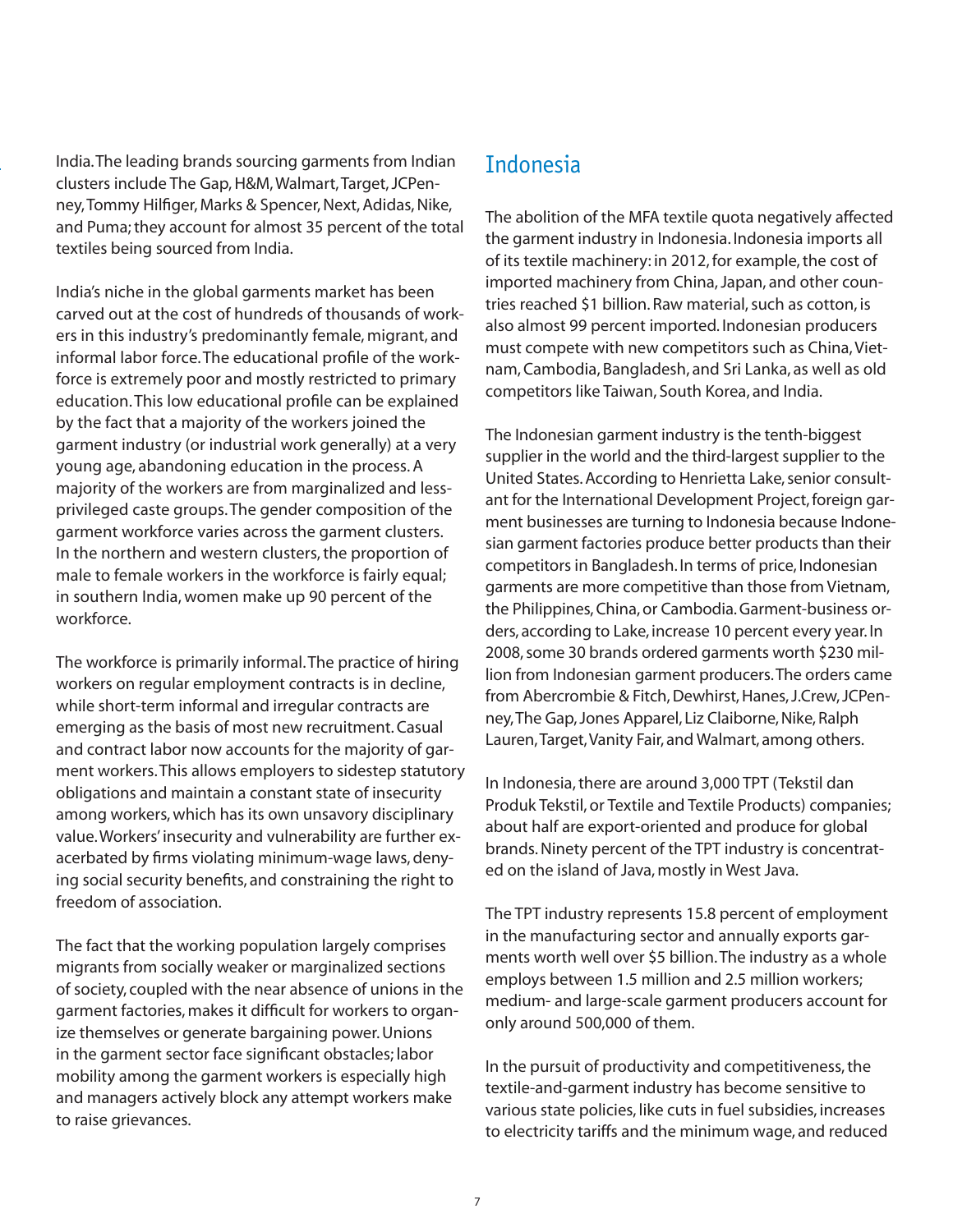India. The leading brands sourcing garments from Indian clusters include The Gap, H&M, Walmart, Target, JCPenney, Tommy Hilfiger, Marks & Spencer, Next, Adidas, Nike, and Puma; they account for almost 35 percent of the total textiles being sourced from India.

India's niche in the global garments market has been carved out at the cost of hundreds of thousands of workers in this industry's predominantly female, migrant, and informal labor force. The educational profile of the workforce is extremely poor and mostly restricted to primary education. This low educational profile can be explained by the fact that a majority of the workers joined the garment industry (or industrial work generally) at a very young age, abandoning education in the process. A majority of the workers are from marginalized and less-privileged caste groups. The gender composition of the garment workforce varies across the garment clusters. In the northern and western clusters, the proportion of male to female workers in the workforce is fairly equal; in southern India, women make up 90 percent of the workforce.

The workforce is primarily informal. The practice of hiring workers on regular employment contracts is in decline, while short-term informal and irregular contracts are emerging as the basis of most new recruitment. Casual and contract labor now accounts for the majority of garment workers. This allows employers to sidestep statutory obligations and maintain a constant state of insecurity among workers, which has its own unsavory disciplinary value. Workers' insecurity and vulnerability are further exacerbated by firms violating minimum-wage laws, denying social security benefits, and constraining the right to freedom of association.

The fact that the working population largely comprises migrants from socially weaker or marginalized sections of society, coupled with the near absence of unions in the garment factories, makes it difficult for workers to organize themselves or generate bargaining power. Unions in the garment sector face significant obstacles; labor mobility among the garment workers is especially high and managers actively block any attempt workers make to raise grievances.

## Indonesia

The abolition of the MFA textile quota negatively affected the garment industry in Indonesia. Indonesia imports all of its textile machinery: in 2012, for example, the cost of imported machinery from China, Japan, and other countries reached $1 billion. Raw material, such as cotton, is also almost 99 percent imported. Indonesian producers must compete with new competitors such as China, Vietnam, Cambodia, Bangladesh, and Sri Lanka, as well as old competitors like Taiwan, South Korea, and India.

The Indonesian garment industry is the tenth-biggest supplier in the world and the third-largest supplier to the United States. According to Henrietta Lake, senior consultant for the International Development Project, foreign garment businesses are turning to Indonesia because Indonesian garment factories produce better products than their competitors in Bangladesh. In terms of price, Indonesian garments are more competitive than those from Vietnam, the Philippines, China, or Cambodia. Garment-business orders, according to Lake, increase 10 percent every year. In 2008, some 30 brands ordered garments worth $230 million from Indonesian garment producers. The orders came from Abercrombie & Fitch, Dewhirst, Hanes, J.Crew, JCPenney, The Gap, Jones Apparel, Liz Claiborne, Nike, Ralph Lauren, Target, Vanity Fair, and Walmart, among others.

In Indonesia, there are around 3,000 TPT (Tekstil dan Produk Tekstil, or Textile and Textile Products) companies; about half are export-oriented and produce for global brands. Ninety percent of the TPT industry is concentrated on the island of Java, mostly in West Java.

The TPT industry represents 15.8 percent of employment in the manufacturing sector and annually exports garments worth well over $5 billion. The industry as a whole employs between 1.5 million and 2.5 million workers; medium- and large-scale garment producers account for only around 500,000 of them.

In the pursuit of productivity and competitiveness, the textile-and-garment industry has become sensitive to various state policies, like cuts in fuel subsidies, increases to electricity tariffs and the minimum wage, and reduced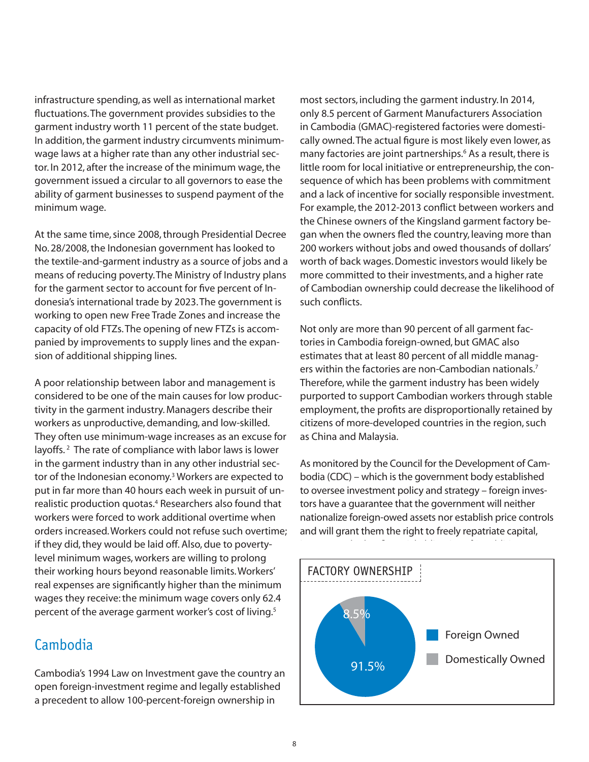infrastructure spending, as well as international market fluctuations. The government provides subsidies to the garment industry worth 11 percent of the state budget. In addition, the garment industry circumvents minimum-wage laws at a higher rate than any other industrial sector. In 2012, after the increase of the minimum wage, the government issued a circular to all governors to ease the ability of garment businesses to suspend payment of the minimum wage.

At the same time, since 2008, through Presidential Decree No. 28/2008, the Indonesian government has looked to the textile-and-garment industry as a source of jobs and a means of reducing poverty. The Ministry of Industry plans for the garment sector to account for five percent of Indonesia's international trade by 2023. The government is working to open new Free Trade Zones and increase the capacity of old FTZs. The opening of new FTZs is accompanied by improvements to supply lines and the expansion of additional shipping lines.

A poor relationship between labor and management is considered to be one of the main causes for low productivity in the garment industry. Managers describe their workers as unproductive, demanding, and low-skilled. They often use minimum-wage increases as an excuse for layoffs.[2] The rate of compliance with labor laws is lower in the garment industry than in any other industrial sector of the Indonesian economy.[3] Workers are expected to put in far more than 40 hours each week in pursuit of unrealistic production quotas.[4] Researchers also found that workers were forced to work additional overtime when orders increased. Workers could not refuse such overtime; if they did, they would be laid off. Also, due to poverty-level minimum wages, workers are willing to prolong their working hours beyond reasonable limits. Workers' real expenses are significantly higher than the minimum wages they receive: the minimum wage covers only 62.4 percent of the average garment worker's cost of living.[5]

## Cambodia

Cambodia's 1994 Law on Investment gave the country an open foreign-investment regime and legally established a precedent to allow 100-percent-foreign ownership in most sectors, including the garment industry. In 2014, only 8.5 percent of Garment Manufacturers Association in Cambodia (GMAC)-registered factories were domestically owned. The actual figure is most likely even lower, as many factories are joint partnerships.[6] As a result, there is little room for local initiative or entrepreneurship, the consequence of which has been problems with commitment and a lack of incentive for socially responsible investment. For example, the 2012-2013 conflict between workers and the Chinese owners of the Kingsland garment factory began when the owners fled the country, leaving more than 200 workers without jobs and owed thousands of dollars' worth of back wages. Domestic investors would likely be more committed to their investments, and a higher rate of Cambodian ownership could decrease the likelihood of such conflicts.

Not only are more than 90 percent of all garment factories in Cambodia foreign-owned, but GMAC also estimates that at least 80 percent of all middle managers within the factories are non-Cambodian nationals.[7] Therefore, while the garment industry has been widely purported to support Cambodian workers through stable employment, the profits are disproportionally retained by citizens of more-developed countries in the region, such as China and Malaysia.

As monitored by the Council for the Development of Cambodia (CDC) – which is the government body established to oversee investment policy and strategy – foreign investors have a guarantee that the government will neither nationalize foreign-owed assets nor establish price controls and will grant them the right to freely repatriate capital,

**FACTORY OWNERSHIP**

| Ownership | Share |
|---|---|
| Foreign Owned | 91.5% |
| Domestically Owned | 8.5% |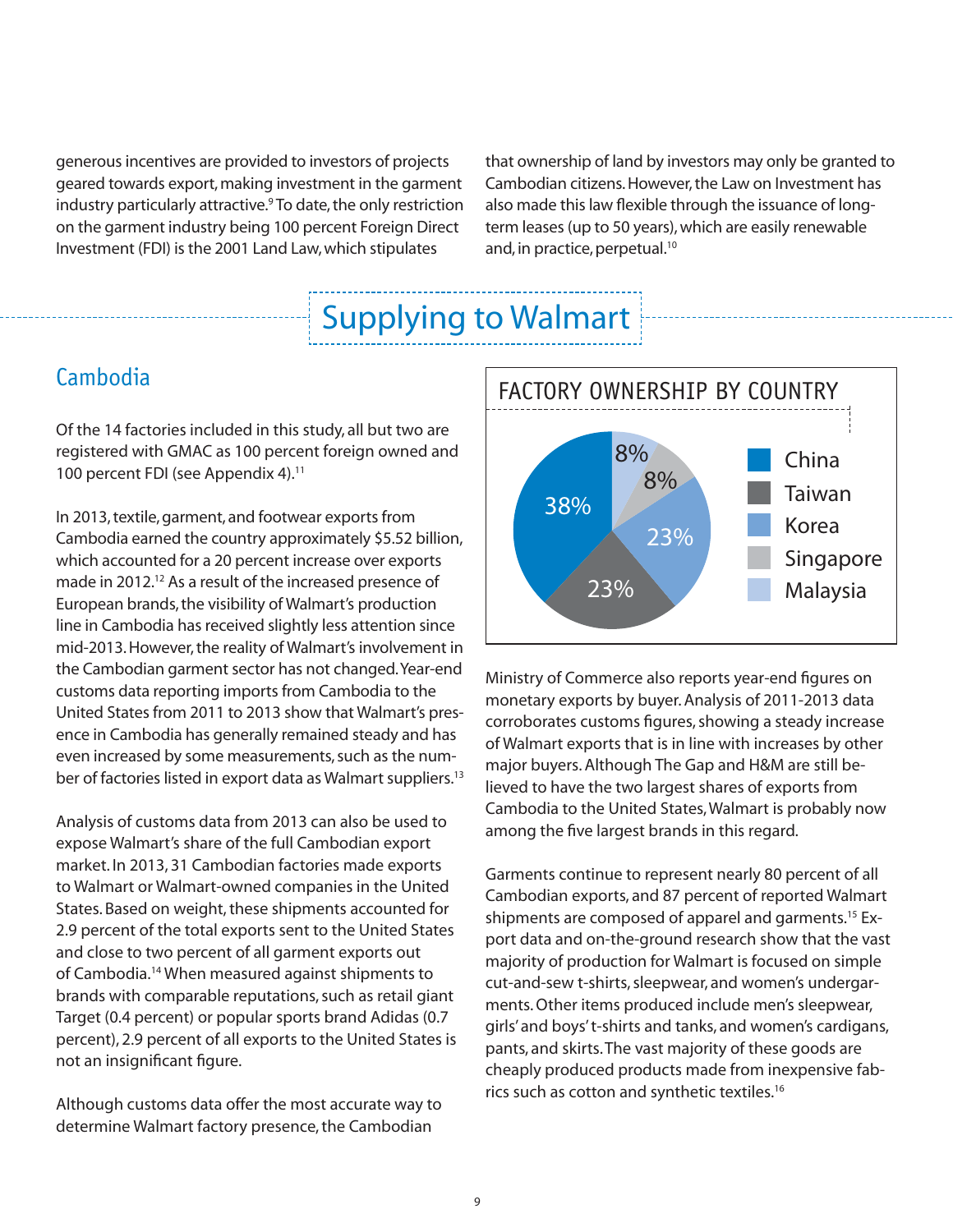generous incentives are provided to investors of projects geared towards export, making investment in the garment industry particularly attractive.[9] To date, the only restriction on the garment industry being 100 percent Foreign Direct Investment (FDI) is the 2001 Land Law, which stipulates that ownership of land by investors may only be granted to Cambodian citizens. However, the Law on Investment has also made this law flexible through the issuance of long-term leases (up to 50 years), which are easily renewable and, in practice, perpetual.[10]

# Supplying to Walmart

## Cambodia

Of the 14 factories included in this study, all but two are registered with GMAC as 100 percent foreign owned and 100 percent FDI (see Appendix 4).[11]

In 2013, textile, garment, and footwear exports from Cambodia earned the country approximately $5.52 billion, which accounted for a 20 percent increase over exports made in 2012.[12] As a result of the increased presence of European brands, the visibility of Walmart's production line in Cambodia has received slightly less attention since mid-2013. However, the reality of Walmart's involvement in the Cambodian garment sector has not changed. Year-end customs data reporting imports from Cambodia to the United States from 2011 to 2013 show that Walmart's presence in Cambodia has generally remained steady and has even increased by some measurements, such as the number of factories listed in export data as Walmart suppliers.[13]

Analysis of customs data from 2013 can also be used to expose Walmart's share of the full Cambodian export market. In 2013, 31 Cambodian factories made exports to Walmart or Walmart-owned companies in the United States. Based on weight, these shipments accounted for 2.9 percent of the total exports sent to the United States and close to two percent of all garment exports out of Cambodia.[14] When measured against shipments to brands with comparable reputations, such as retail giant Target (0.4 percent) or popular sports brand Adidas (0.7 percent), 2.9 percent of all exports to the United States is not an insignificant figure.

Although customs data offer the most accurate way to determine Walmart factory presence, the Cambodian Ministry of Commerce also reports year-end figures on monetary exports by buyer. Analysis of 2011-2013 data corroborates customs figures, showing a steady increase of Walmart exports that is in line with increases by other major buyers. Although The Gap and H&M are still believed to have the two largest shares of exports from Cambodia to the United States, Walmart is probably now among the five largest brands in this regard.

**FACTORY OWNERSHIP BY COUNTRY**

| Country | Share |
|---|---|
| China | 38% |
| Taiwan | 23% |
| Korea | 23% |
| Singapore | 8% |
| Malaysia | 8% |

Garments continue to represent nearly 80 percent of all Cambodian exports, and 87 percent of reported Walmart shipments are composed of apparel and garments.[15] Export data and on-the-ground research show that the vast majority of production for Walmart is focused on simple cut-and-sew t-shirts, sleepwear, and women's undergarments. Other items produced include men's sleepwear, girls' and boys' t-shirts and tanks, and women's cardigans, pants, and skirts. The vast majority of these goods are cheaply produced products made from inexpensive fabrics such as cotton and synthetic textiles.[16]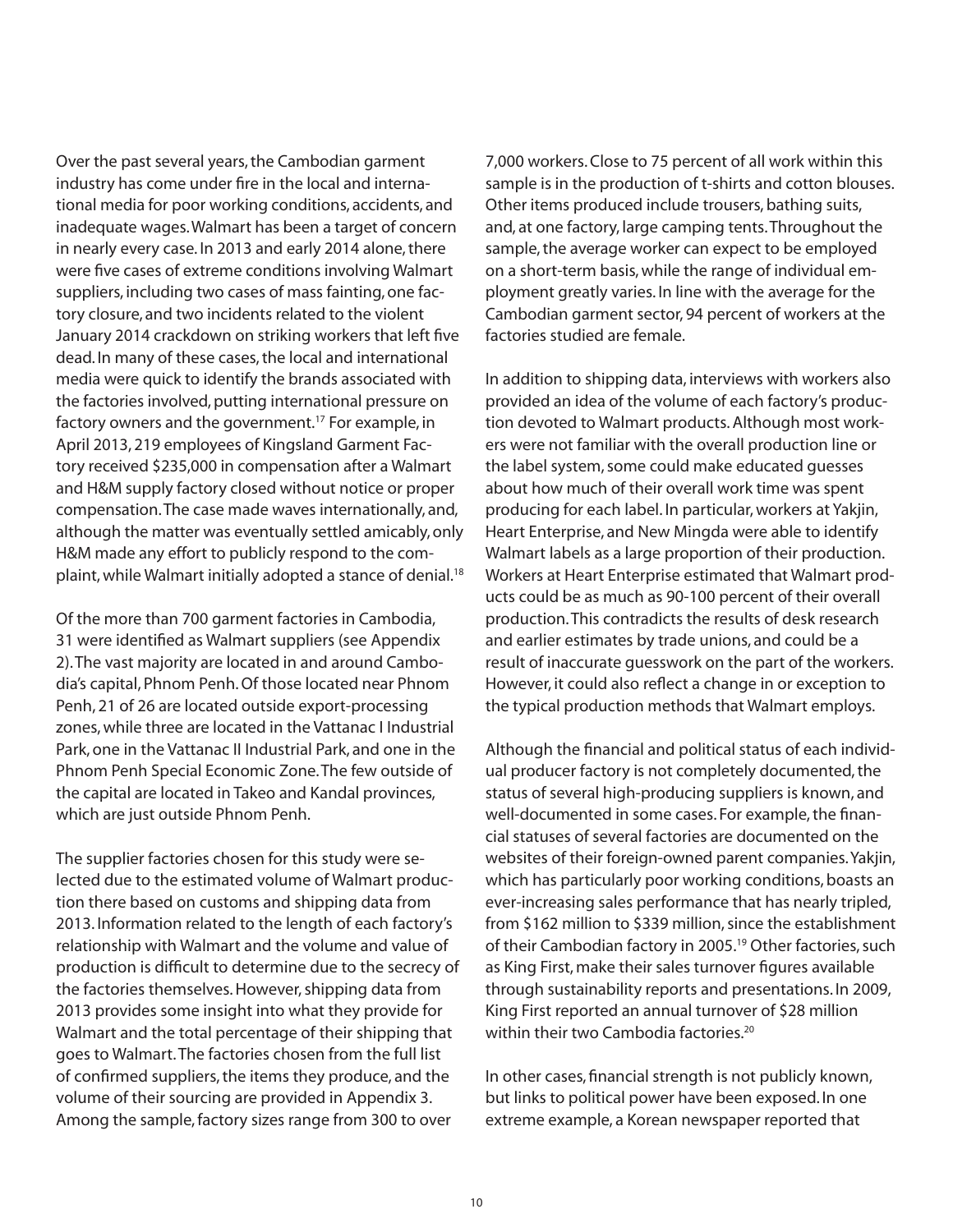Over the past several years, the Cambodian garment industry has come under fire in the local and international media for poor working conditions, accidents, and inadequate wages. Walmart has been a target of concern in nearly every case. In 2013 and early 2014 alone, there were five cases of extreme conditions involving Walmart suppliers, including two cases of mass fainting, one factory closure, and two incidents related to the violent January 2014 crackdown on striking workers that left five dead. In many of these cases, the local and international media were quick to identify the brands associated with the factories involved, putting international pressure on factory owners and the government.[17] For example, in April 2013, 219 employees of Kingsland Garment Factory received $235,000 in compensation after a Walmart and H&M supply factory closed without notice or proper compensation. The case made waves internationally, and, although the matter was eventually settled amicably, only H&M made any effort to publicly respond to the complaint, while Walmart initially adopted a stance of denial.[18]

Of the more than 700 garment factories in Cambodia, 31 were identified as Walmart suppliers (see Appendix 2). The vast majority are located in and around Cambodia's capital, Phnom Penh. Of those located near Phnom Penh, 21 of 26 are located outside export-processing zones, while three are located in the Vattanac I Industrial Park, one in the Vattanac II Industrial Park, and one in the Phnom Penh Special Economic Zone. The few outside of the capital are located in Takeo and Kandal provinces, which are just outside Phnom Penh.

The supplier factories chosen for this study were selected due to the estimated volume of Walmart production there based on customs and shipping data from 2013. Information related to the length of each factory's relationship with Walmart and the volume and value of production is difficult to determine due to the secrecy of the factories themselves. However, shipping data from 2013 provides some insight into what they provide for Walmart and the total percentage of their shipping that goes to Walmart. The factories chosen from the full list of confirmed suppliers, the items they produce, and the volume of their sourcing are provided in Appendix 3. Among the sample, factory sizes range from 300 to over 7,000 workers. Close to 75 percent of all work within this sample is in the production of t-shirts and cotton blouses. Other items produced include trousers, bathing suits, and, at one factory, large camping tents. Throughout the sample, the average worker can expect to be employed on a short-term basis, while the range of individual employment greatly varies. In line with the average for the Cambodian garment sector, 94 percent of workers at the factories studied are female.

In addition to shipping data, interviews with workers also provided an idea of the volume of each factory's production devoted to Walmart products. Although most workers were not familiar with the overall production line or the label system, some could make educated guesses about how much of their overall work time was spent producing for each label. In particular, workers at Yakjin, Heart Enterprise, and New Mingda were able to identify Walmart labels as a large proportion of their production. Workers at Heart Enterprise estimated that Walmart products could be as much as 90-100 percent of their overall production. This contradicts the results of desk research and earlier estimates by trade unions, and could be a result of inaccurate guesswork on the part of the workers. However, it could also reflect a change in or exception to the typical production methods that Walmart employs.

Although the financial and political status of each individual producer factory is not completely documented, the status of several high-producing suppliers is known, and well-documented in some cases. For example, the financial statuses of several factories are documented on the websites of their foreign-owned parent companies. Yakjin, which has particularly poor working conditions, boasts an ever-increasing sales performance that has nearly tripled, from $162 million to $339 million, since the establishment of their Cambodian factory in 2005.[19] Other factories, such as King First, make their sales turnover figures available through sustainability reports and presentations. In 2009, King First reported an annual turnover of $28 million within their two Cambodia factories.[20]

In other cases, financial strength is not publicly known, but links to political power have been exposed. In one extreme example, a Korean newspaper reported that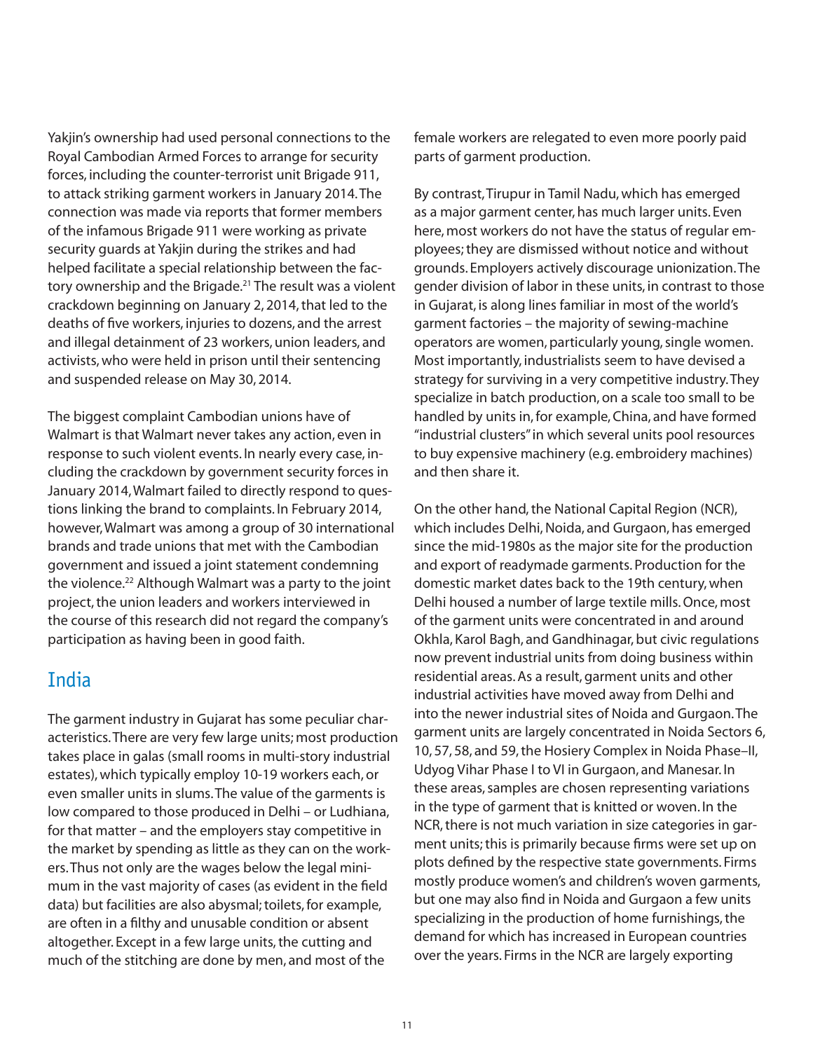Yakjin's ownership had used personal connections to the Royal Cambodian Armed Forces to arrange for security forces, including the counter-terrorist unit Brigade 911, to attack striking garment workers in January 2014. The connection was made via reports that former members of the infamous Brigade 911 were working as private security guards at Yakjin during the strikes and had helped facilitate a special relationship between the factory ownership and the Brigade.[21] The result was a violent crackdown beginning on January 2, 2014, that led to the deaths of five workers, injuries to dozens, and the arrest and illegal detainment of 23 workers, union leaders, and activists, who were held in prison until their sentencing and suspended release on May 30, 2014.

The biggest complaint Cambodian unions have of Walmart is that Walmart never takes any action, even in response to such violent events. In nearly every case, including the crackdown by government security forces in January 2014, Walmart failed to directly respond to questions linking the brand to complaints. In February 2014, however, Walmart was among a group of 30 international brands and trade unions that met with the Cambodian government and issued a joint statement condemning the violence.[22] Although Walmart was a party to the joint project, the union leaders and workers interviewed in the course of this research did not regard the company's participation as having been in good faith.

## India

The garment industry in Gujarat has some peculiar characteristics. There are very few large units; most production takes place in galas (small rooms in multi-story industrial estates), which typically employ 10-19 workers each, or even smaller units in slums. The value of the garments is low compared to those produced in Delhi – or Ludhiana, for that matter – and the employers stay competitive in the market by spending as little as they can on the workers. Thus not only are the wages below the legal minimum in the vast majority of cases (as evident in the field data) but facilities are also abysmal; toilets, for example, are often in a filthy and unusable condition or absent altogether. Except in a few large units, the cutting and much of the stitching are done by men, and most of the female workers are relegated to even more poorly paid parts of garment production.

By contrast, Tirupur in Tamil Nadu, which has emerged as a major garment center, has much larger units. Even here, most workers do not have the status of regular employees; they are dismissed without notice and without grounds. Employers actively discourage unionization. The gender division of labor in these units, in contrast to those in Gujarat, is along lines familiar in most of the world's garment factories – the majority of sewing-machine operators are women, particularly young, single women. Most importantly, industrialists seem to have devised a strategy for surviving in a very competitive industry. They specialize in batch production, on a scale too small to be handled by units in, for example, China, and have formed "industrial clusters" in which several units pool resources to buy expensive machinery (e.g. embroidery machines) and then share it.

On the other hand, the National Capital Region (NCR), which includes Delhi, Noida, and Gurgaon, has emerged since the mid-1980s as the major site for the production and export of readymade garments. Production for the domestic market dates back to the 19th century, when Delhi housed a number of large textile mills. Once, most of the garment units were concentrated in and around Okhla, Karol Bagh, and Gandhinagar, but civic regulations now prevent industrial units from doing business within residential areas. As a result, garment units and other industrial activities have moved away from Delhi and into the newer industrial sites of Noida and Gurgaon. The garment units are largely concentrated in Noida Sectors 6, 10, 57, 58, and 59, the Hosiery Complex in Noida Phase–II, Udyog Vihar Phase I to VI in Gurgaon, and Manesar. In these areas, samples are chosen representing variations in the type of garment that is knitted or woven. In the NCR, there is not much variation in size categories in garment units; this is primarily because firms were set up on plots defined by the respective state governments. Firms mostly produce women's and children's woven garments, but one may also find in Noida and Gurgaon a few units specializing in the production of home furnishings, the demand for which has increased in European countries over the years. Firms in the NCR are largely exporting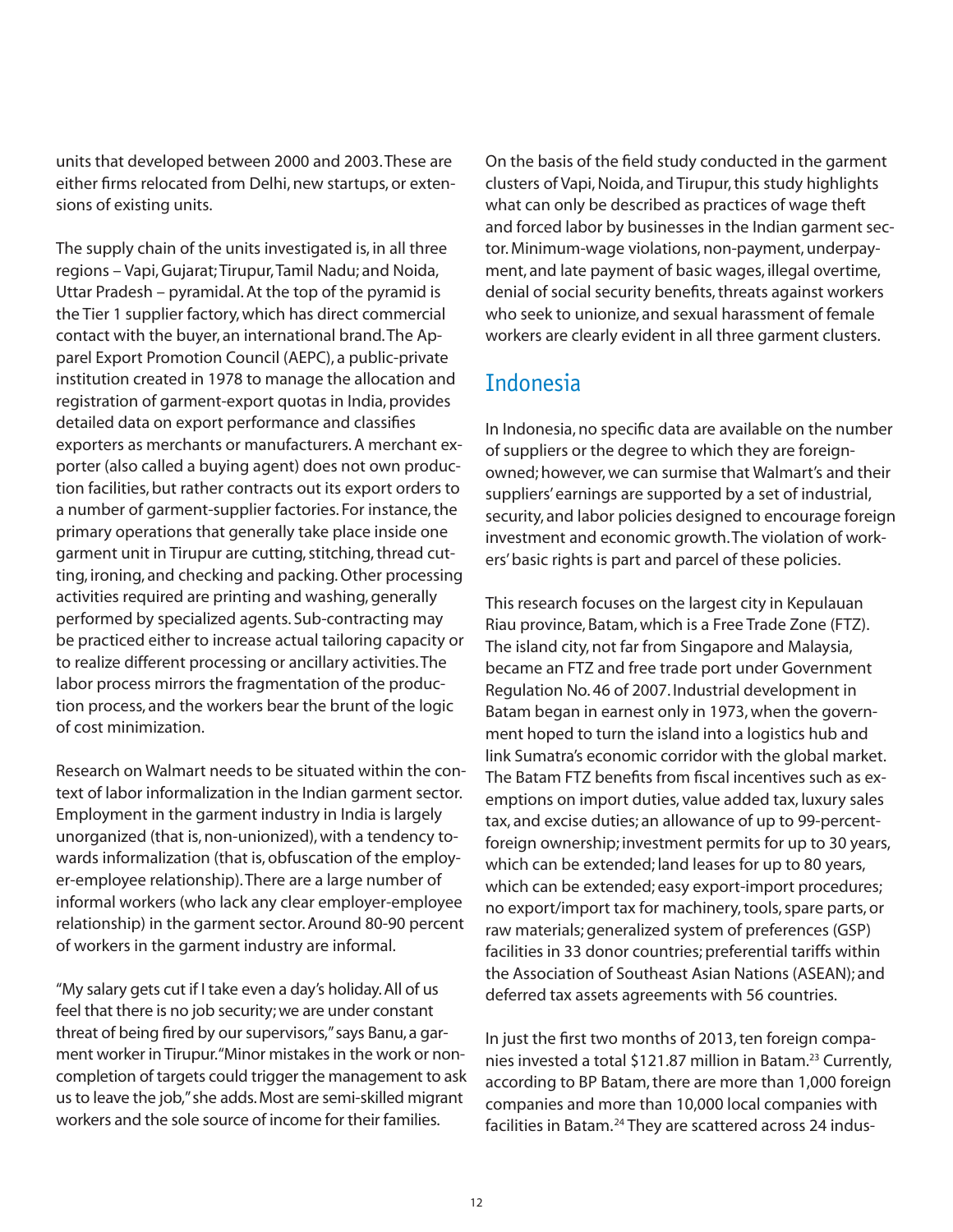units that developed between 2000 and 2003. These are either firms relocated from Delhi, new startups, or extensions of existing units.

The supply chain of the units investigated is, in all three regions – Vapi, Gujarat; Tirupur, Tamil Nadu; and Noida, Uttar Pradesh – pyramidal. At the top of the pyramid is the Tier 1 supplier factory, which has direct commercial contact with the buyer, an international brand. The Apparel Export Promotion Council (AEPC), a public-private institution created in 1978 to manage the allocation and registration of garment-export quotas in India, provides detailed data on export performance and classifies exporters as merchants or manufacturers. A merchant exporter (also called a buying agent) does not own production facilities, but rather contracts out its export orders to a number of garment-supplier factories. For instance, the primary operations that generally take place inside one garment unit in Tirupur are cutting, stitching, thread cutting, ironing, and checking and packing. Other processing activities required are printing and washing, generally performed by specialized agents. Sub-contracting may be practiced either to increase actual tailoring capacity or to realize different processing or ancillary activities. The labor process mirrors the fragmentation of the production process, and the workers bear the brunt of the logic of cost minimization.

Research on Walmart needs to be situated within the context of labor informalization in the Indian garment sector. Employment in the garment industry in India is largely unorganized (that is, non-unionized), with a tendency towards informalization (that is, obfuscation of the employer-employee relationship). There are a large number of informal workers (who lack any clear employer-employee relationship) in the garment sector. Around 80-90 percent of workers in the garment industry are informal.

"My salary gets cut if I take even a day's holiday. All of us feel that there is no job security; we are under constant threat of being fired by our supervisors," says Banu, a garment worker in Tirupur. "Minor mistakes in the work or non-completion of targets could trigger the management to ask us to leave the job," she adds. Most are semi-skilled migrant workers and the sole source of income for their families.

On the basis of the field study conducted in the garment clusters of Vapi, Noida, and Tirupur, this study highlights what can only be described as practices of wage theft and forced labor by businesses in the Indian garment sector. Minimum-wage violations, non-payment, underpayment, and late payment of basic wages, illegal overtime, denial of social security benefits, threats against workers who seek to unionize, and sexual harassment of female workers are clearly evident in all three garment clusters.

## Indonesia

In Indonesia, no specific data are available on the number of suppliers or the degree to which they are foreign-owned; however, we can surmise that Walmart's and their suppliers' earnings are supported by a set of industrial, security, and labor policies designed to encourage foreign investment and economic growth. The violation of workers' basic rights is part and parcel of these policies.

This research focuses on the largest city in Kepulauan Riau province, Batam, which is a Free Trade Zone (FTZ). The island city, not far from Singapore and Malaysia, became an FTZ and free trade port under Government Regulation No. 46 of 2007. Industrial development in Batam began in earnest only in 1973, when the government hoped to turn the island into a logistics hub and link Sumatra's economic corridor with the global market. The Batam FTZ benefits from fiscal incentives such as exemptions on import duties, value added tax, luxury sales tax, and excise duties; an allowance of up to 99-percent-foreign ownership; investment permits for up to 30 years, which can be extended; land leases for up to 80 years, which can be extended; easy export-import procedures; no export/import tax for machinery, tools, spare parts, or raw materials; generalized system of preferences (GSP) facilities in 33 donor countries; preferential tariffs within the Association of Southeast Asian Nations (ASEAN); and deferred tax assets agreements with 56 countries.

In just the first two months of 2013, ten foreign companies invested a total $121.87 million in Batam.[23] Currently, according to BP Batam, there are more than 1,000 foreign companies and more than 10,000 local companies with facilities in Batam.[24] They are scattered across 24 indus-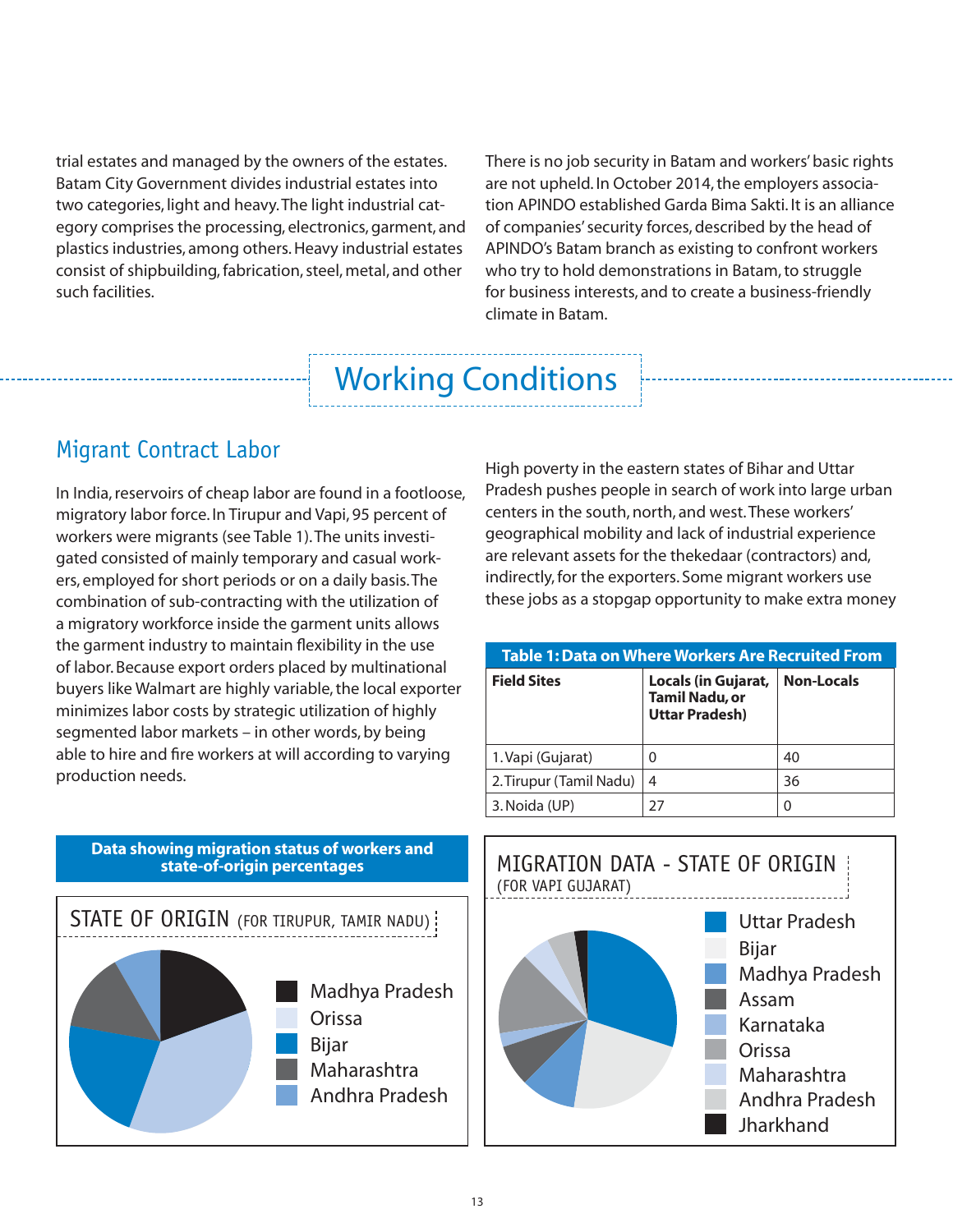trial estates and managed by the owners of the estates. Batam City Government divides industrial estates into two categories, light and heavy. The light industrial category comprises the processing, electronics, garment, and plastics industries, among others. Heavy industrial estates consist of shipbuilding, fabrication, steel, metal, and other such facilities.

There is no job security in Batam and workers' basic rights are not upheld. In October 2014, the employers association APINDO established Garda Bima Sakti. It is an alliance of companies' security forces, described by the head of APINDO's Batam branch as existing to confront workers who try to hold demonstrations in Batam, to struggle for business interests, and to create a business-friendly climate in Batam.

# Working Conditions

## Migrant Contract Labor

In India, reservoirs of cheap labor are found in a footloose, migratory labor force. In Tirupur and Vapi, 95 percent of workers were migrants (see Table 1). The units investigated consisted of mainly temporary and casual workers, employed for short periods or on a daily basis. The combination of sub-contracting with the utilization of a migratory workforce inside the garment units allows the garment industry to maintain flexibility in the use of labor. Because export orders placed by multinational buyers like Walmart are highly variable, the local exporter minimizes labor costs by strategic utilization of highly segmented labor markets – in other words, by being able to hire and fire workers at will according to varying production needs.

High poverty in the eastern states of Bihar and Uttar Pradesh pushes people in search of work into large urban centers in the south, north, and west. These workers' geographical mobility and lack of industrial experience are relevant assets for the thekedaar (contractors) and, indirectly, for the exporters. Some migrant workers use these jobs as a stopgap opportunity to make extra money

**Table 1: Data on Where Workers Are Recruited From**

| Field Sites | Locals (in Gujarat, Tamil Nadu, or Uttar Pradesh) | Non-Locals |
|---|---|---|
| 1. Vapi (Gujarat) | 0 | 40 |
| 2. Tirupur (Tamil Nadu) | 4 | 36 |
| 3. Noida (UP) | 27 | 0 |

**Data showing migration status of workers and state-of-origin percentages**

STATE OF ORIGIN (FOR TIRUPUR, TAMIR NADU)

- Madhya Pradesh
- Orissa
- Bijar
- Maharashtra
- Andhra Pradesh

MIGRATION DATA - STATE OF ORIGIN (FOR VAPI GUJARAT)

- Uttar Pradesh
- Bijar
- Madhya Pradesh
- Assam
- Karnataka
- Orissa
- Maharashtra
- Andhra Pradesh
- Jharkhand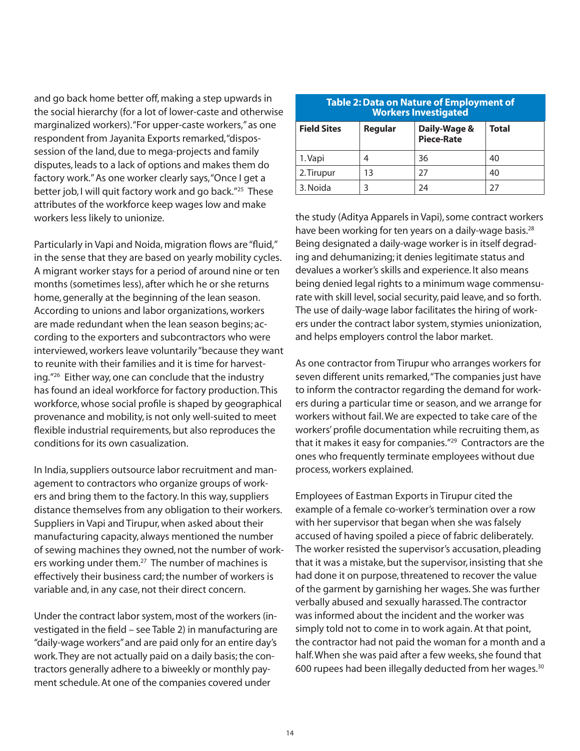and go back home better off, making a step upwards in the social hierarchy (for a lot of lower-caste and otherwise marginalized workers). "For upper-caste workers," as one respondent from Jayanita Exports remarked, "dispossession of the land, due to mega-projects and family disputes, leads to a lack of options and makes them do factory work." As one worker clearly says, "Once I get a better job, I will quit factory work and go back."[25] These attributes of the workforce keep wages low and make workers less likely to unionize.

Particularly in Vapi and Noida, migration flows are "fluid," in the sense that they are based on yearly mobility cycles. A migrant worker stays for a period of around nine or ten months (sometimes less), after which he or she returns home, generally at the beginning of the lean season. According to unions and labor organizations, workers are made redundant when the lean season begins; according to the exporters and subcontractors who were interviewed, workers leave voluntarily "because they want to reunite with their families and it is time for harvesting."[26] Either way, one can conclude that the industry has found an ideal workforce for factory production. This workforce, whose social profile is shaped by geographical provenance and mobility, is not only well-suited to meet flexible industrial requirements, but also reproduces the conditions for its own casualization.

In India, suppliers outsource labor recruitment and management to contractors who organize groups of workers and bring them to the factory. In this way, suppliers distance themselves from any obligation to their workers. Suppliers in Vapi and Tirupur, when asked about their manufacturing capacity, always mentioned the number of sewing machines they owned, not the number of workers working under them.[27] The number of machines is effectively their business card; the number of workers is variable and, in any case, not their direct concern.

Under the contract labor system, most of the workers (investigated in the field – see Table 2) in manufacturing are "daily-wage workers" and are paid only for an entire day's work. They are not actually paid on a daily basis; the contractors generally adhere to a biweekly or monthly payment schedule. At one of the companies covered under

**Table 2: Data on Nature of Employment of Workers Investigated**

| Field Sites | Regular | Daily-Wage & Piece-Rate | Total |
|---|---|---|---|
| 1. Vapi | 4 | 36 | 40 |
| 2. Tirupur | 13 | 27 | 40 |
| 3. Noida | 3 | 24 | 27 |

the study (Aditya Apparels in Vapi), some contract workers have been working for ten years on a daily-wage basis.[28] Being designated a daily-wage worker is in itself degrading and dehumanizing; it denies legitimate status and devalues a worker's skills and experience. It also means being denied legal rights to a minimum wage commensurate with skill level, social security, paid leave, and so forth. The use of daily-wage labor facilitates the hiring of workers under the contract labor system, stymies unionization, and helps employers control the labor market.

As one contractor from Tirupur who arranges workers for seven different units remarked, "The companies just have to inform the contractor regarding the demand for workers during a particular time or season, and we arrange for workers without fail. We are expected to take care of the workers' profile documentation while recruiting them, as that it makes it easy for companies."[29] Contractors are the ones who frequently terminate employees without due process, workers explained.

Employees of Eastman Exports in Tirupur cited the example of a female co-worker's termination over a row with her supervisor that began when she was falsely accused of having spoiled a piece of fabric deliberately. The worker resisted the supervisor's accusation, pleading that it was a mistake, but the supervisor, insisting that she had done it on purpose, threatened to recover the value of the garment by garnishing her wages. She was further verbally abused and sexually harassed. The contractor was informed about the incident and the worker was simply told not to come in to work again. At that point, the contractor had not paid the woman for a month and a half. When she was paid after a few weeks, she found that 600 rupees had been illegally deducted from her wages.[30]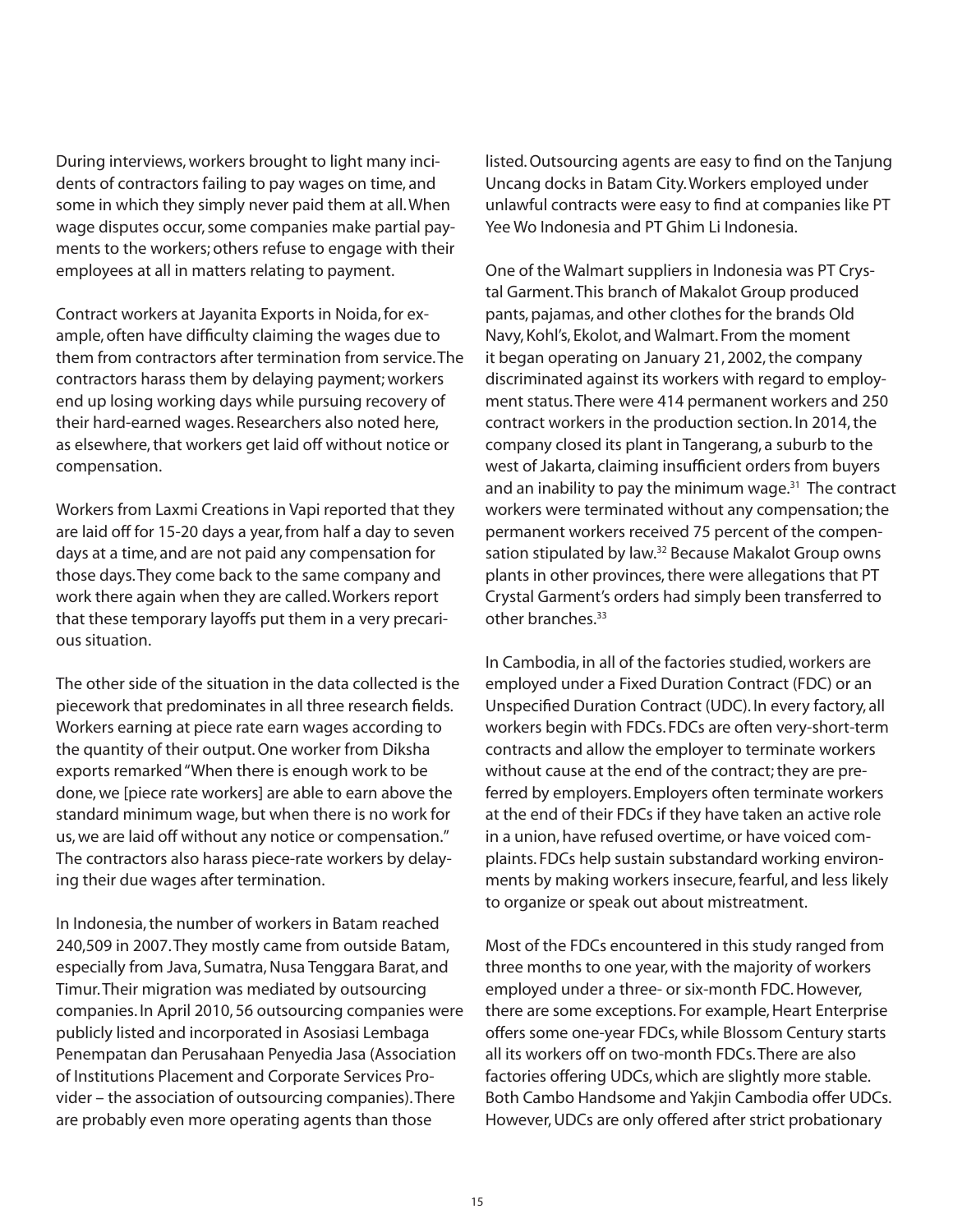During interviews, workers brought to light many incidents of contractors failing to pay wages on time, and some in which they simply never paid them at all. When wage disputes occur, some companies make partial payments to the workers; others refuse to engage with their employees at all in matters relating to payment.

Contract workers at Jayanita Exports in Noida, for example, often have difficulty claiming the wages due to them from contractors after termination from service. The contractors harass them by delaying payment; workers end up losing working days while pursuing recovery of their hard-earned wages. Researchers also noted here, as elsewhere, that workers get laid off without notice or compensation.

Workers from Laxmi Creations in Vapi reported that they are laid off for 15-20 days a year, from half a day to seven days at a time, and are not paid any compensation for those days. They come back to the same company and work there again when they are called. Workers report that these temporary layoffs put them in a very precarious situation.

The other side of the situation in the data collected is the piecework that predominates in all three research fields. Workers earning at piece rate earn wages according to the quantity of their output. One worker from Diksha exports remarked "When there is enough work to be done, we [piece rate workers] are able to earn above the standard minimum wage, but when there is no work for us, we are laid off without any notice or compensation." The contractors also harass piece-rate workers by delaying their due wages after termination.

In Indonesia, the number of workers in Batam reached 240,509 in 2007. They mostly came from outside Batam, especially from Java, Sumatra, Nusa Tenggara Barat, and Timur. Their migration was mediated by outsourcing companies. In April 2010, 56 outsourcing companies were publicly listed and incorporated in Asosiasi Lembaga Penempatan dan Perusahaan Penyedia Jasa (Association of Institutions Placement and Corporate Services Provider – the association of outsourcing companies). There are probably even more operating agents than those listed. Outsourcing agents are easy to find on the Tanjung Uncang docks in Batam City. Workers employed under unlawful contracts were easy to find at companies like PT Yee Wo Indonesia and PT Ghim Li Indonesia.

One of the Walmart suppliers in Indonesia was PT Crystal Garment. This branch of Makalot Group produced pants, pajamas, and other clothes for the brands Old Navy, Kohl's, Ekolot, and Walmart. From the moment it began operating on January 21, 2002, the company discriminated against its workers with regard to employment status. There were 414 permanent workers and 250 contract workers in the production section. In 2014, the company closed its plant in Tangerang, a suburb to the west of Jakarta, claiming insufficient orders from buyers and an inability to pay the minimum wage.[31] The contract workers were terminated without any compensation; the permanent workers received 75 percent of the compensation stipulated by law.[32] Because Makalot Group owns plants in other provinces, there were allegations that PT Crystal Garment's orders had simply been transferred to other branches.[33]

In Cambodia, in all of the factories studied, workers are employed under a Fixed Duration Contract (FDC) or an Unspecified Duration Contract (UDC). In every factory, all workers begin with FDCs. FDCs are often very-short-term contracts and allow the employer to terminate workers without cause at the end of the contract; they are preferred by employers. Employers often terminate workers at the end of their FDCs if they have taken an active role in a union, have refused overtime, or have voiced complaints. FDCs help sustain substandard working environments by making workers insecure, fearful, and less likely to organize or speak out about mistreatment.

Most of the FDCs encountered in this study ranged from three months to one year, with the majority of workers employed under a three- or six-month FDC. However, there are some exceptions. For example, Heart Enterprise offers some one-year FDCs, while Blossom Century starts all its workers off on two-month FDCs. There are also factories offering UDCs, which are slightly more stable. Both Cambo Handsome and Yakjin Cambodia offer UDCs. However, UDCs are only offered after strict probationary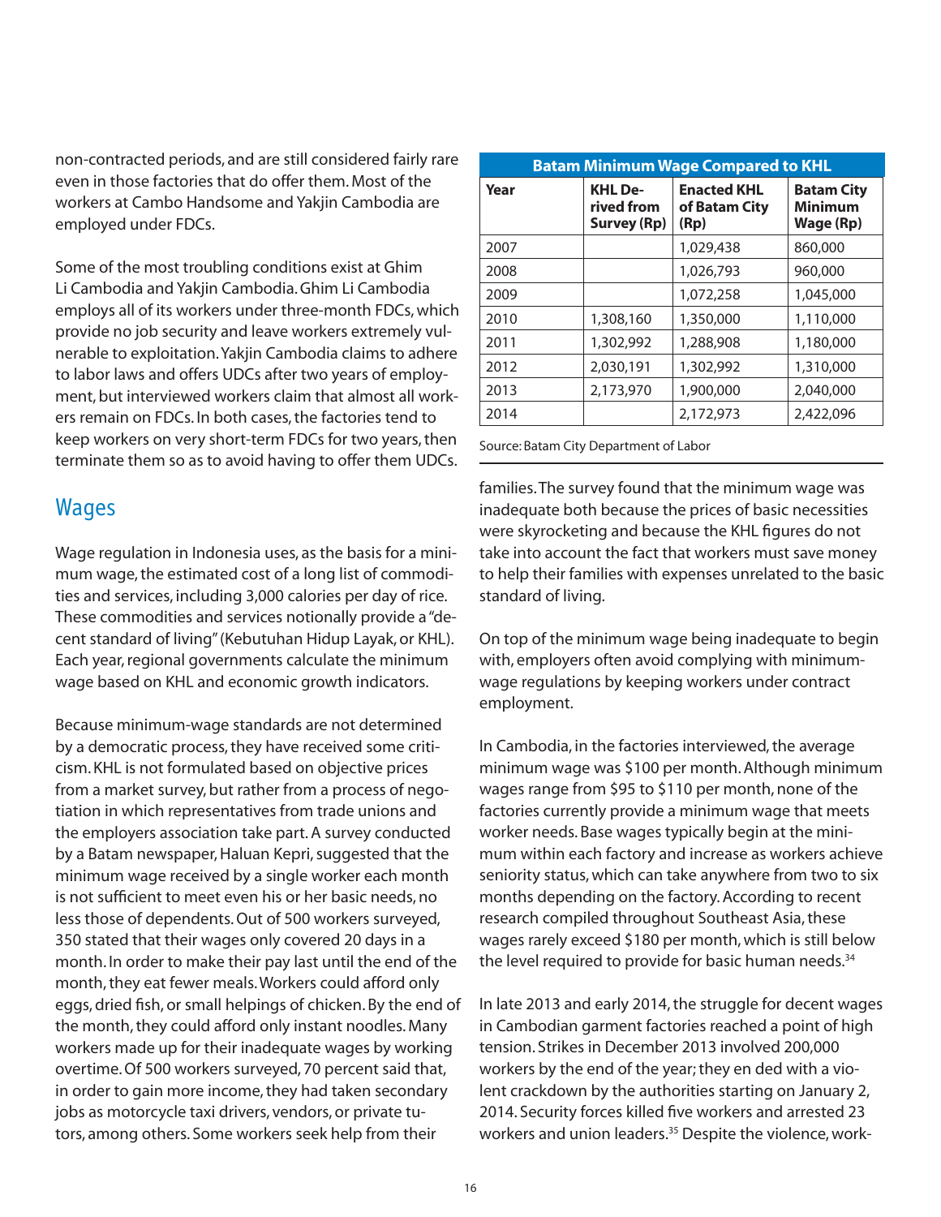non-contracted periods, and are still considered fairly rare even in those factories that do offer them. Most of the workers at Cambo Handsome and Yakjin Cambodia are employed under FDCs.

Some of the most troubling conditions exist at Ghim Li Cambodia and Yakjin Cambodia. Ghim Li Cambodia employs all of its workers under three-month FDCs, which provide no job security and leave workers extremely vulnerable to exploitation. Yakjin Cambodia claims to adhere to labor laws and offers UDCs after two years of employment, but interviewed workers claim that almost all workers remain on FDCs. In both cases, the factories tend to keep workers on very short-term FDCs for two years, then terminate them so as to avoid having to offer them UDCs.

## Wages

Wage regulation in Indonesia uses, as the basis for a minimum wage, the estimated cost of a long list of commodities and services, including 3,000 calories per day of rice. These commodities and services notionally provide a "decent standard of living" (Kebutuhan Hidup Layak, or KHL). Each year, regional governments calculate the minimum wage based on KHL and economic growth indicators.

Because minimum-wage standards are not determined by a democratic process, they have received some criticism. KHL is not formulated based on objective prices from a market survey, but rather from a process of negotiation in which representatives from trade unions and the employers association take part. A survey conducted by a Batam newspaper, Haluan Kepri, suggested that the minimum wage received by a single worker each month is not sufficient to meet even his or her basic needs, no less those of dependents. Out of 500 workers surveyed, 350 stated that their wages only covered 20 days in a month. In order to make their pay last until the end of the month, they eat fewer meals. Workers could afford only eggs, dried fish, or small helpings of chicken. By the end of the month, they could afford only instant noodles. Many workers made up for their inadequate wages by working overtime. Of 500 workers surveyed, 70 percent said that, in order to gain more income, they had taken secondary jobs as motorcycle taxi drivers, vendors, or private tutors, among others. Some workers seek help from their families. The survey found that the minimum wage was inadequate both because the prices of basic necessities were skyrocketing and because the KHL figures do not take into account the fact that workers must save money to help their families with expenses unrelated to the basic standard of living.

**Batam Minimum Wage Compared to KHL**

| Year | KHL Derived from Survey (Rp) | Enacted KHL of Batam City (Rp) | Batam City Minimum Wage (Rp) |
|---|---|---|---|
| 2007 | | 1,029,438 | 860,000 |
| 2008 | | 1,026,793 | 960,000 |
| 2009 | | 1,072,258 | 1,045,000 |
| 2010 | 1,308,160 | 1,350,000 | 1,110,000 |
| 2011 | 1,302,992 | 1,288,908 | 1,180,000 |
| 2012 | 2,030,191 | 1,302,992 | 1,310,000 |
| 2013 | 2,173,970 | 1,900,000 | 2,040,000 |
| 2014 | | 2,172,973 | 2,422,096 |

Source: Batam City Department of Labor

On top of the minimum wage being inadequate to begin with, employers often avoid complying with minimum-wage regulations by keeping workers under contract employment.

In Cambodia, in the factories interviewed, the average minimum wage was $100 per month. Although minimum wages range from $95 to $110 per month, none of the factories currently provide a minimum wage that meets worker needs. Base wages typically begin at the minimum within each factory and increase as workers achieve seniority status, which can take anywhere from two to six months depending on the factory. According to recent research compiled throughout Southeast Asia, these wages rarely exceed $180 per month, which is still below the level required to provide for basic human needs.[34]

In late 2013 and early 2014, the struggle for decent wages in Cambodian garment factories reached a point of high tension. Strikes in December 2013 involved 200,000 workers by the end of the year; they ended with a violent crackdown by the authorities starting on January 2, 2014. Security forces killed five workers and arrested 23 workers and union leaders.[35] Despite the violence, work-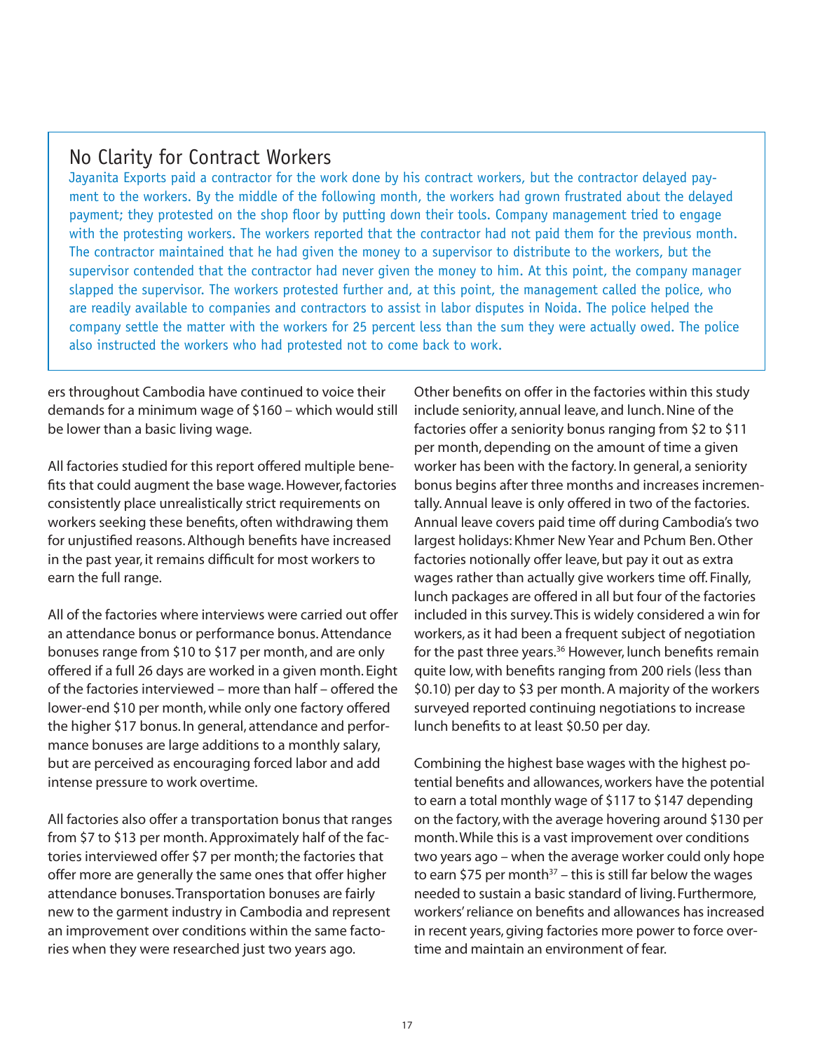## No Clarity for Contract Workers

Jayanita Exports paid a contractor for the work done by his contract workers, but the contractor delayed payment to the workers. By the middle of the following month, the workers had grown frustrated about the delayed payment; they protested on the shop floor by putting down their tools. Company management tried to engage with the protesting workers. The workers reported that the contractor had not paid them for the previous month. The contractor maintained that he had given the money to a supervisor to distribute to the workers, but the supervisor contended that the contractor had never given the money to him. At this point, the company manager slapped the supervisor. The workers protested further and, at this point, the management called the police, who are readily available to companies and contractors to assist in labor disputes in Noida. The police helped the company settle the matter with the workers for 25 percent less than the sum they were actually owed. The police also instructed the workers who had protested not to come back to work.

ers throughout Cambodia have continued to voice their demands for a minimum wage of $160 – which would still be lower than a basic living wage.

All factories studied for this report offered multiple benefits that could augment the base wage. However, factories consistently place unrealistically strict requirements on workers seeking these benefits, often withdrawing them for unjustified reasons. Although benefits have increased in the past year, it remains difficult for most workers to earn the full range.

All of the factories where interviews were carried out offer an attendance bonus or performance bonus. Attendance bonuses range from $10 to $17 per month, and are only offered if a full 26 days are worked in a given month. Eight of the factories interviewed – more than half – offered the lower-end $10 per month, while only one factory offered the higher $17 bonus. In general, attendance and performance bonuses are large additions to a monthly salary, but are perceived as encouraging forced labor and add intense pressure to work overtime.

All factories also offer a transportation bonus that ranges from $7 to $13 per month. Approximately half of the factories interviewed offer $7 per month; the factories that offer more are generally the same ones that offer higher attendance bonuses. Transportation bonuses are fairly new to the garment industry in Cambodia and represent an improvement over conditions within the same factories when they were researched just two years ago.

Other benefits on offer in the factories within this study include seniority, annual leave, and lunch. Nine of the factories offer a seniority bonus ranging from $2 to $11 per month, depending on the amount of time a given worker has been with the factory. In general, a seniority bonus begins after three months and increases incrementally. Annual leave is only offered in two of the factories. Annual leave covers paid time off during Cambodia's two largest holidays: Khmer New Year and Pchum Ben. Other factories notionally offer leave, but pay it out as extra wages rather than actually give workers time off. Finally, lunch packages are offered in all but four of the factories included in this survey. This is widely considered a win for workers, as it had been a frequent subject of negotiation for the past three years.[36] However, lunch benefits remain quite low, with benefits ranging from 200 riels (less than $0.10) per day to $3 per month. A majority of the workers surveyed reported continuing negotiations to increase lunch benefits to at least $0.50 per day.

Combining the highest base wages with the highest potential benefits and allowances, workers have the potential to earn a total monthly wage of $117 to $147 depending on the factory, with the average hovering around $130 per month. While this is a vast improvement over conditions two years ago – when the average worker could only hope to earn $75 per month[37] – this is still far below the wages needed to sustain a basic standard of living. Furthermore, workers' reliance on benefits and allowances has increased in recent years, giving factories more power to force overtime and maintain an environment of fear.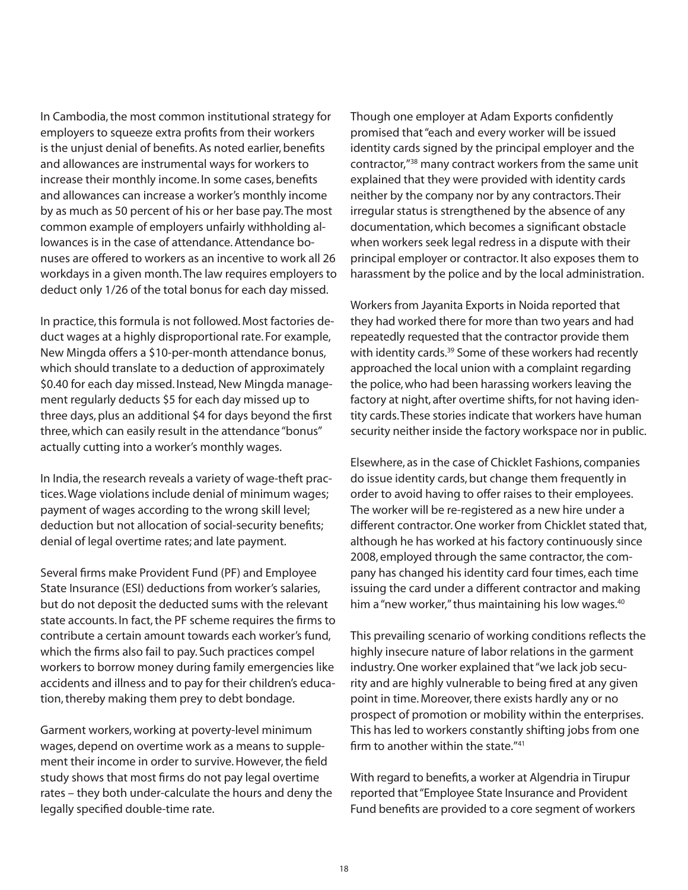In Cambodia, the most common institutional strategy for employers to squeeze extra profits from their workers is the unjust denial of benefits. As noted earlier, benefits and allowances are instrumental ways for workers to increase their monthly income. In some cases, benefits and allowances can increase a worker's monthly income by as much as 50 percent of his or her base pay. The most common example of employers unfairly withholding allowances is in the case of attendance. Attendance bonuses are offered to workers as an incentive to work all 26 workdays in a given month. The law requires employers to deduct only 1/26 of the total bonus for each day missed.

In practice, this formula is not followed. Most factories deduct wages at a highly disproportional rate. For example, New Mingda offers a $10-per-month attendance bonus, which should translate to a deduction of approximately $0.40 for each day missed. Instead, New Mingda management regularly deducts $5 for each day missed up to three days, plus an additional $4 for days beyond the first three, which can easily result in the attendance "bonus" actually cutting into a worker's monthly wages.

In India, the research reveals a variety of wage-theft practices. Wage violations include denial of minimum wages; payment of wages according to the wrong skill level; deduction but not allocation of social-security benefits; denial of legal overtime rates; and late payment.

Several firms make Provident Fund (PF) and Employee State Insurance (ESI) deductions from worker's salaries, but do not deposit the deducted sums with the relevant state accounts. In fact, the PF scheme requires the firms to contribute a certain amount towards each worker's fund, which the firms also fail to pay. Such practices compel workers to borrow money during family emergencies like accidents and illness and to pay for their children's education, thereby making them prey to debt bondage.

Garment workers, working at poverty-level minimum wages, depend on overtime work as a means to supplement their income in order to survive. However, the field study shows that most firms do not pay legal overtime rates – they both under-calculate the hours and deny the legally specified double-time rate.

Though one employer at Adam Exports confidently promised that "each and every worker will be issued identity cards signed by the principal employer and the contractor,"[38] many contract workers from the same unit explained that they were provided with identity cards neither by the company nor by any contractors. Their irregular status is strengthened by the absence of any documentation, which becomes a significant obstacle when workers seek legal redress in a dispute with their principal employer or contractor. It also exposes them to harassment by the police and by the local administration.

Workers from Jayanita Exports in Noida reported that they had worked there for more than two years and had repeatedly requested that the contractor provide them with identity cards.[39] Some of these workers had recently approached the local union with a complaint regarding the police, who had been harassing workers leaving the factory at night, after overtime shifts, for not having identity cards. These stories indicate that workers have human security neither inside the factory workspace nor in public.

Elsewhere, as in the case of Chicklet Fashions, companies do issue identity cards, but change them frequently in order to avoid having to offer raises to their employees. The worker will be re-registered as a new hire under a different contractor. One worker from Chicklet stated that, although he has worked at his factory continuously since 2008, employed through the same contractor, the company has changed his identity card four times, each time issuing the card under a different contractor and making him a "new worker," thus maintaining his low wages.[40]

This prevailing scenario of working conditions reflects the highly insecure nature of labor relations in the garment industry. One worker explained that "we lack job security and are highly vulnerable to being fired at any given point in time. Moreover, there exists hardly any or no prospect of promotion or mobility within the enterprises. This has led to workers constantly shifting jobs from one firm to another within the state."[41]

With regard to benefits, a worker at Algendria in Tirupur reported that "Employee State Insurance and Provident Fund benefits are provided to a core segment of workers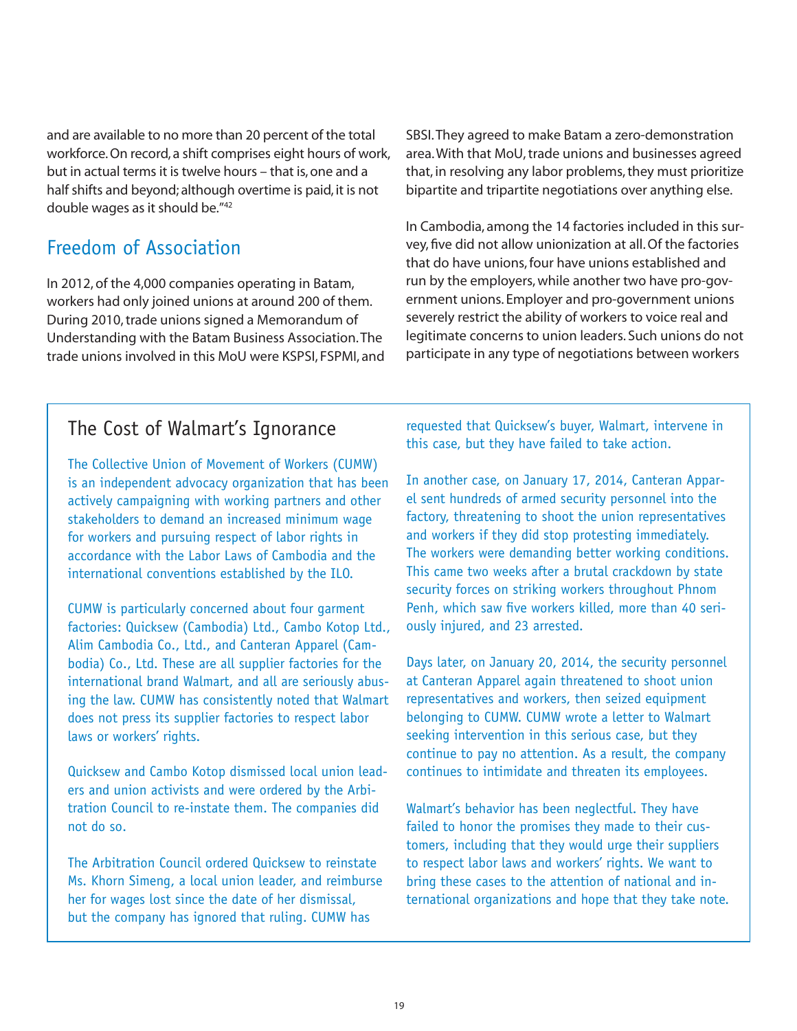and are available to no more than 20 percent of the total workforce. On record, a shift comprises eight hours of work, but in actual terms it is twelve hours – that is, one and a half shifts and beyond; although overtime is paid, it is not double wages as it should be."[42]

## Freedom of Association

In 2012, of the 4,000 companies operating in Batam, workers had only joined unions at around 200 of them. During 2010, trade unions signed a Memorandum of Understanding with the Batam Business Association. The trade unions involved in this MoU were KSPSI, FSPMI, and SBSI. They agreed to make Batam a zero-demonstration area. With that MoU, trade unions and businesses agreed that, in resolving any labor problems, they must prioritize bipartite and tripartite negotiations over anything else.

In Cambodia, among the 14 factories included in this survey, five did not allow unionization at all. Of the factories that do have unions, four have unions established and run by the employers, while another two have pro-government unions. Employer and pro-government unions severely restrict the ability of workers to voice real and legitimate concerns to union leaders. Such unions do not participate in any type of negotiations between workers

### The Cost of Walmart's Ignorance

The Collective Union of Movement of Workers (CUMW) is an independent advocacy organization that has been actively campaigning with working partners and other stakeholders to demand an increased minimum wage for workers and pursuing respect of labor rights in accordance with the Labor Laws of Cambodia and the international conventions established by the ILO.

CUMW is particularly concerned about four garment factories: Quicksew (Cambodia) Ltd., Cambo Kotop Ltd., Alim Cambodia Co., Ltd., and Canteran Apparel (Cambodia) Co., Ltd. These are all supplier factories for the international brand Walmart, and all are seriously abusing the law. CUMW has consistently noted that Walmart does not press its supplier factories to respect labor laws or workers' rights.

Quicksew and Cambo Kotop dismissed local union leaders and union activists and were ordered by the Arbitration Council to re-instate them. The companies did not do so.

The Arbitration Council ordered Quicksew to reinstate Ms. Khorn Simeng, a local union leader, and reimburse her for wages lost since the date of her dismissal, but the company has ignored that ruling. CUMW has requested that Quicksew's buyer, Walmart, intervene in this case, but they have failed to take action.

In another case, on January 17, 2014, Canteran Apparel sent hundreds of armed security personnel into the factory, threatening to shoot the union representatives and workers if they did stop protesting immediately. The workers were demanding better working conditions. This came two weeks after a brutal crackdown by state security forces on striking workers throughout Phnom Penh, which saw five workers killed, more than 40 seriously injured, and 23 arrested.

Days later, on January 20, 2014, the security personnel at Canteran Apparel again threatened to shoot union representatives and workers, then seized equipment belonging to CUMW. CUMW wrote a letter to Walmart seeking intervention in this serious case, but they continue to pay no attention. As a result, the company continues to intimidate and threaten its employees.

Walmart's behavior has been neglectful. They have failed to honor the promises they made to their customers, including that they would urge their suppliers to respect labor laws and workers' rights. We want to bring these cases to the attention of national and international organizations and hope that they take note.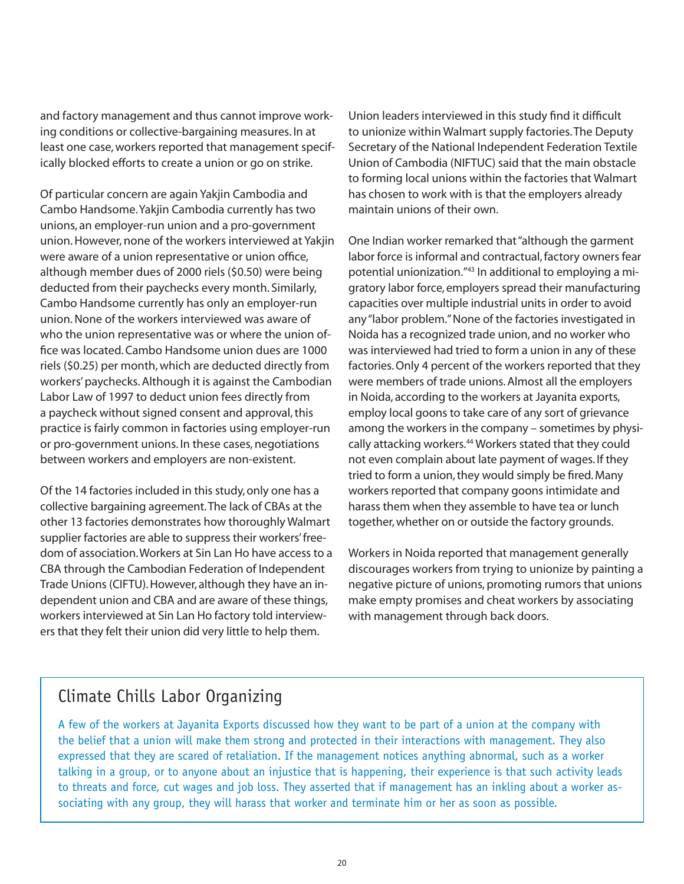and factory management and thus cannot improve working conditions or collective-bargaining measures. In at least one case, workers reported that management specifically blocked efforts to create a union or go on strike.

Of particular concern are again Yakjin Cambodia and Cambo Handsome. Yakjin Cambodia currently has two unions, an employer-run union and a pro-government union. However, none of the workers interviewed at Yakjin were aware of a union representative or union office, although member dues of 2000 riels ($0.50) were being deducted from their paychecks every month. Similarly, Cambo Handsome currently has only an employer-run union. None of the workers interviewed was aware of who the union representative was or where the union office was located. Cambo Handsome union dues are 1000 riels ($0.25) per month, which are deducted directly from workers' paychecks. Although it is against the Cambodian Labor Law of 1997 to deduct union fees directly from a paycheck without signed consent and approval, this practice is fairly common in factories using employer-run or pro-government unions. In these cases, negotiations between workers and employers are non-existent.

Of the 14 factories included in this study, only one has a collective bargaining agreement. The lack of CBAs at the other 13 factories demonstrates how thoroughly Walmart supplier factories are able to suppress their workers' freedom of association. Workers at Sin Lan Ho have access to a CBA through the Cambodian Federation of Independent Trade Unions (CIFTU). However, although they have an independent union and CBA and are aware of these things, workers interviewed at Sin Lan Ho factory told interviewers that they felt their union did very little to help them.

Union leaders interviewed in this study find it difficult to unionize within Walmart supply factories. The Deputy Secretary of the National Independent Federation Textile Union of Cambodia (NIFTUC) said that the main obstacle to forming local unions within the factories that Walmart has chosen to work with is that the employers already maintain unions of their own.

One Indian worker remarked that "although the garment labor force is informal and contractual, factory owners fear potential unionization."[43] In additional to employing a migratory labor force, employers spread their manufacturing capacities over multiple industrial units in order to avoid any "labor problem." None of the factories investigated in Noida has a recognized trade union, and no worker who was interviewed had tried to form a union in any of these factories. Only 4 percent of the workers reported that they were members of trade unions. Almost all the employers in Noida, according to the workers at Jayanita exports, employ local goons to take care of any sort of grievance among the workers in the company – sometimes by physically attacking workers.[44] Workers stated that they could not even complain about late payment of wages. If they tried to form a union, they would simply be fired. Many workers reported that company goons intimidate and harass them when they assemble to have tea or lunch together, whether on or outside the factory grounds.

Workers in Noida reported that management generally discourages workers from trying to unionize by painting a negative picture of unions, promoting rumors that unions make empty promises and cheat workers by associating with management through back doors.

## Climate Chills Labor Organizing

A few of the workers at Jayanita Exports discussed how they want to be part of a union at the company with the belief that a union will make them strong and protected in their interactions with management. They also expressed that they are scared of retaliation. If the management notices anything abnormal, such as a worker talking in a group, or to anyone about an injustice that is happening, their experience is that such activity leads to threats and force, cut wages and job loss. They asserted that if management has an inkling about a worker associating with any group, they will harass that worker and terminate him or her as soon as possible.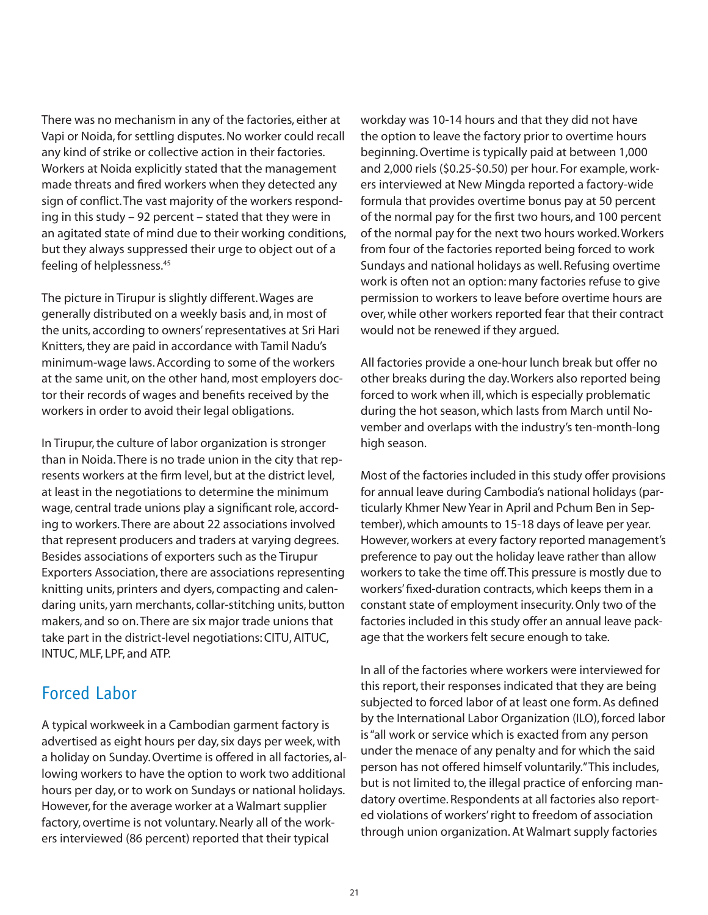There was no mechanism in any of the factories, either at Vapi or Noida, for settling disputes. No worker could recall any kind of strike or collective action in their factories. Workers at Noida explicitly stated that the management made threats and fired workers when they detected any sign of conflict. The vast majority of the workers responding in this study – 92 percent – stated that they were in an agitated state of mind due to their working conditions, but they always suppressed their urge to object out of a feeling of helplessness.[45]

The picture in Tirupur is slightly different. Wages are generally distributed on a weekly basis and, in most of the units, according to owners' representatives at Sri Hari Knitters, they are paid in accordance with Tamil Nadu's minimum-wage laws. According to some of the workers at the same unit, on the other hand, most employers doctor their records of wages and benefits received by the workers in order to avoid their legal obligations.

In Tirupur, the culture of labor organization is stronger than in Noida. There is no trade union in the city that represents workers at the firm level, but at the district level, at least in the negotiations to determine the minimum wage, central trade unions play a significant role, according to workers. There are about 22 associations involved that represent producers and traders at varying degrees. Besides associations of exporters such as the Tirupur Exporters Association, there are associations representing knitting units, printers and dyers, compacting and calendaring units, yarn merchants, collar-stitching units, button makers, and so on. There are six major trade unions that take part in the district-level negotiations: CITU, AITUC, INTUC, MLF, LPF, and ATP.

## Forced Labor

A typical workweek in a Cambodian garment factory is advertised as eight hours per day, six days per week, with a holiday on Sunday. Overtime is offered in all factories, allowing workers to have the option to work two additional hours per day, or to work on Sundays or national holidays. However, for the average worker at a Walmart supplier factory, overtime is not voluntary. Nearly all of the workers interviewed (86 percent) reported that their typical workday was 10-14 hours and that they did not have the option to leave the factory prior to overtime hours beginning. Overtime is typically paid at between 1,000 and 2,000 riels ($0.25-$0.50) per hour. For example, workers interviewed at New Mingda reported a factory-wide formula that provides overtime bonus pay at 50 percent of the normal pay for the first two hours, and 100 percent of the normal pay for the next two hours worked. Workers from four of the factories reported being forced to work Sundays and national holidays as well. Refusing overtime work is often not an option: many factories refuse to give permission to workers to leave before overtime hours are over, while other workers reported fear that their contract would not be renewed if they argued.

All factories provide a one-hour lunch break but offer no other breaks during the day. Workers also reported being forced to work when ill, which is especially problematic during the hot season, which lasts from March until November and overlaps with the industry's ten-month-long high season.

Most of the factories included in this study offer provisions for annual leave during Cambodia's national holidays (particularly Khmer New Year in April and Pchum Ben in September), which amounts to 15-18 days of leave per year. However, workers at every factory reported management's preference to pay out the holiday leave rather than allow workers to take the time off. This pressure is mostly due to workers' fixed-duration contracts, which keeps them in a constant state of employment insecurity. Only two of the factories included in this study offer an annual leave package that the workers felt secure enough to take.

In all of the factories where workers were interviewed for this report, their responses indicated that they are being subjected to forced labor of at least one form. As defined by the International Labor Organization (ILO), forced labor is "all work or service which is exacted from any person under the menace of any penalty and for which the said person has not offered himself voluntarily." This includes, but is not limited to, the illegal practice of enforcing mandatory overtime. Respondents at all factories also reported violations of workers' right to freedom of association through union organization. At Walmart supply factories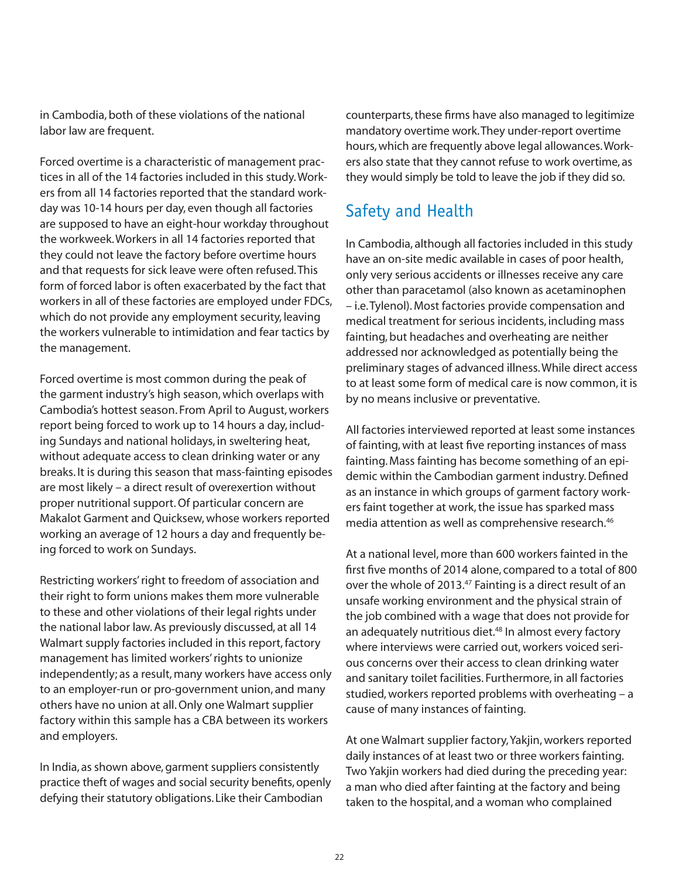in Cambodia, both of these violations of the national labor law are frequent.

Forced overtime is a characteristic of management practices in all of the 14 factories included in this study. Workers from all 14 factories reported that the standard workday was 10-14 hours per day, even though all factories are supposed to have an eight-hour workday throughout the workweek. Workers in all 14 factories reported that they could not leave the factory before overtime hours and that requests for sick leave were often refused. This form of forced labor is often exacerbated by the fact that workers in all of these factories are employed under FDCs, which do not provide any employment security, leaving the workers vulnerable to intimidation and fear tactics by the management.

Forced overtime is most common during the peak of the garment industry's high season, which overlaps with Cambodia's hottest season. From April to August, workers report being forced to work up to 14 hours a day, including Sundays and national holidays, in sweltering heat, without adequate access to clean drinking water or any breaks. It is during this season that mass-fainting episodes are most likely – a direct result of overexertion without proper nutritional support. Of particular concern are Makalot Garment and Quicksew, whose workers reported working an average of 12 hours a day and frequently being forced to work on Sundays.

Restricting workers' right to freedom of association and their right to form unions makes them more vulnerable to these and other violations of their legal rights under the national labor law. As previously discussed, at all 14 Walmart supply factories included in this report, factory management has limited workers' rights to unionize independently; as a result, many workers have access only to an employer-run or pro-government union, and many others have no union at all. Only one Walmart supplier factory within this sample has a CBA between its workers and employers.

In India, as shown above, garment suppliers consistently practice theft of wages and social security benefits, openly defying their statutory obligations. Like their Cambodian counterparts, these firms have also managed to legitimize mandatory overtime work. They under-report overtime hours, which are frequently above legal allowances. Workers also state that they cannot refuse to work overtime, as they would simply be told to leave the job if they did so.

## Safety and Health

In Cambodia, although all factories included in this study have an on-site medic available in cases of poor health, only very serious accidents or illnesses receive any care other than paracetamol (also known as acetaminophen – i.e. Tylenol). Most factories provide compensation and medical treatment for serious incidents, including mass fainting, but headaches and overheating are neither addressed nor acknowledged as potentially being the preliminary stages of advanced illness. While direct access to at least some form of medical care is now common, it is by no means inclusive or preventative.

All factories interviewed reported at least some instances of fainting, with at least five reporting instances of mass fainting. Mass fainting has become something of an epidemic within the Cambodian garment industry. Defined as an instance in which groups of garment factory workers faint together at work, the issue has sparked mass media attention as well as comprehensive research.[46]

At a national level, more than 600 workers fainted in the first five months of 2014 alone, compared to a total of 800 over the whole of 2013.[47] Fainting is a direct result of an unsafe working environment and the physical strain of the job combined with a wage that does not provide for an adequately nutritious diet.[48] In almost every factory where interviews were carried out, workers voiced serious concerns over their access to clean drinking water and sanitary toilet facilities. Furthermore, in all factories studied, workers reported problems with overheating – a cause of many instances of fainting.

At one Walmart supplier factory, Yakjin, workers reported daily instances of at least two or three workers fainting. Two Yakjin workers had died during the preceding year: a man who died after fainting at the factory and being taken to the hospital, and a woman who complained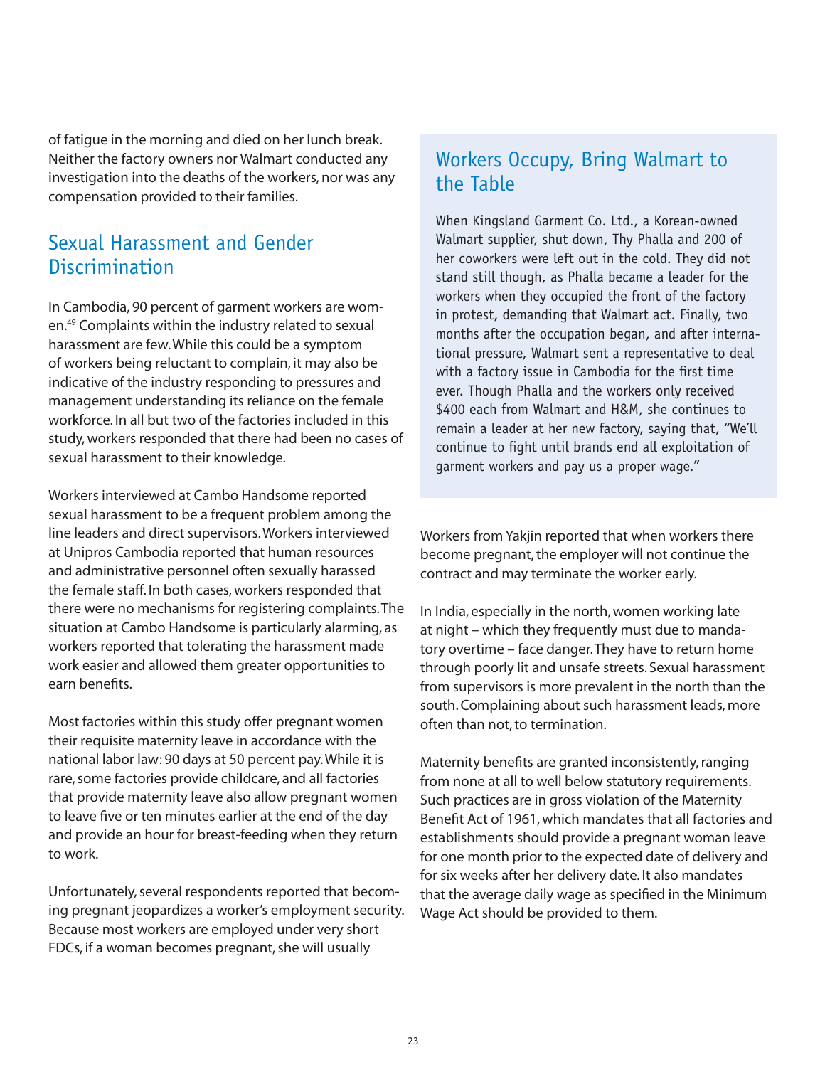of fatigue in the morning and died on her lunch break. Neither the factory owners nor Walmart conducted any investigation into the deaths of the workers, nor was any compensation provided to their families.

## Sexual Harassment and Gender Discrimination

In Cambodia, 90 percent of garment workers are women.[49] Complaints within the industry related to sexual harassment are few. While this could be a symptom of workers being reluctant to complain, it may also be indicative of the industry responding to pressures and management understanding its reliance on the female workforce. In all but two of the factories included in this study, workers responded that there had been no cases of sexual harassment to their knowledge.

Workers interviewed at Cambo Handsome reported sexual harassment to be a frequent problem among the line leaders and direct supervisors. Workers interviewed at Unipros Cambodia reported that human resources and administrative personnel often sexually harassed the female staff. In both cases, workers responded that there were no mechanisms for registering complaints. The situation at Cambo Handsome is particularly alarming, as workers reported that tolerating the harassment made work easier and allowed them greater opportunities to earn benefits.

Most factories within this study offer pregnant women their requisite maternity leave in accordance with the national labor law: 90 days at 50 percent pay. While it is rare, some factories provide childcare, and all factories that provide maternity leave also allow pregnant women to leave five or ten minutes earlier at the end of the day and provide an hour for breast-feeding when they return to work.

Unfortunately, several respondents reported that becoming pregnant jeopardizes a worker's employment security. Because most workers are employed under very short FDCs, if a woman becomes pregnant, she will usually

## Workers Occupy, Bring Walmart to the Table

When Kingsland Garment Co. Ltd., a Korean-owned Walmart supplier, shut down, Thy Phalla and 200 of her coworkers were left out in the cold. They did not stand still though, as Phalla became a leader for the workers when they occupied the front of the factory in protest, demanding that Walmart act. Finally, two months after the occupation began, and after international pressure, Walmart sent a representative to deal with a factory issue in Cambodia for the first time ever. Though Phalla and the workers only received $400 each from Walmart and H&M, she continues to remain a leader at her new factory, saying that, "We'll continue to fight until brands end all exploitation of garment workers and pay us a proper wage."

Workers from Yakjin reported that when workers there become pregnant, the employer will not continue the contract and may terminate the worker early.

In India, especially in the north, women working late at night – which they frequently must due to mandatory overtime – face danger. They have to return home through poorly lit and unsafe streets. Sexual harassment from supervisors is more prevalent in the north than the south. Complaining about such harassment leads, more often than not, to termination.

Maternity benefits are granted inconsistently, ranging from none at all to well below statutory requirements. Such practices are in gross violation of the Maternity Benefit Act of 1961, which mandates that all factories and establishments should provide a pregnant woman leave for one month prior to the expected date of delivery and for six weeks after her delivery date. It also mandates that the average daily wage as specified in the Minimum Wage Act should be provided to them.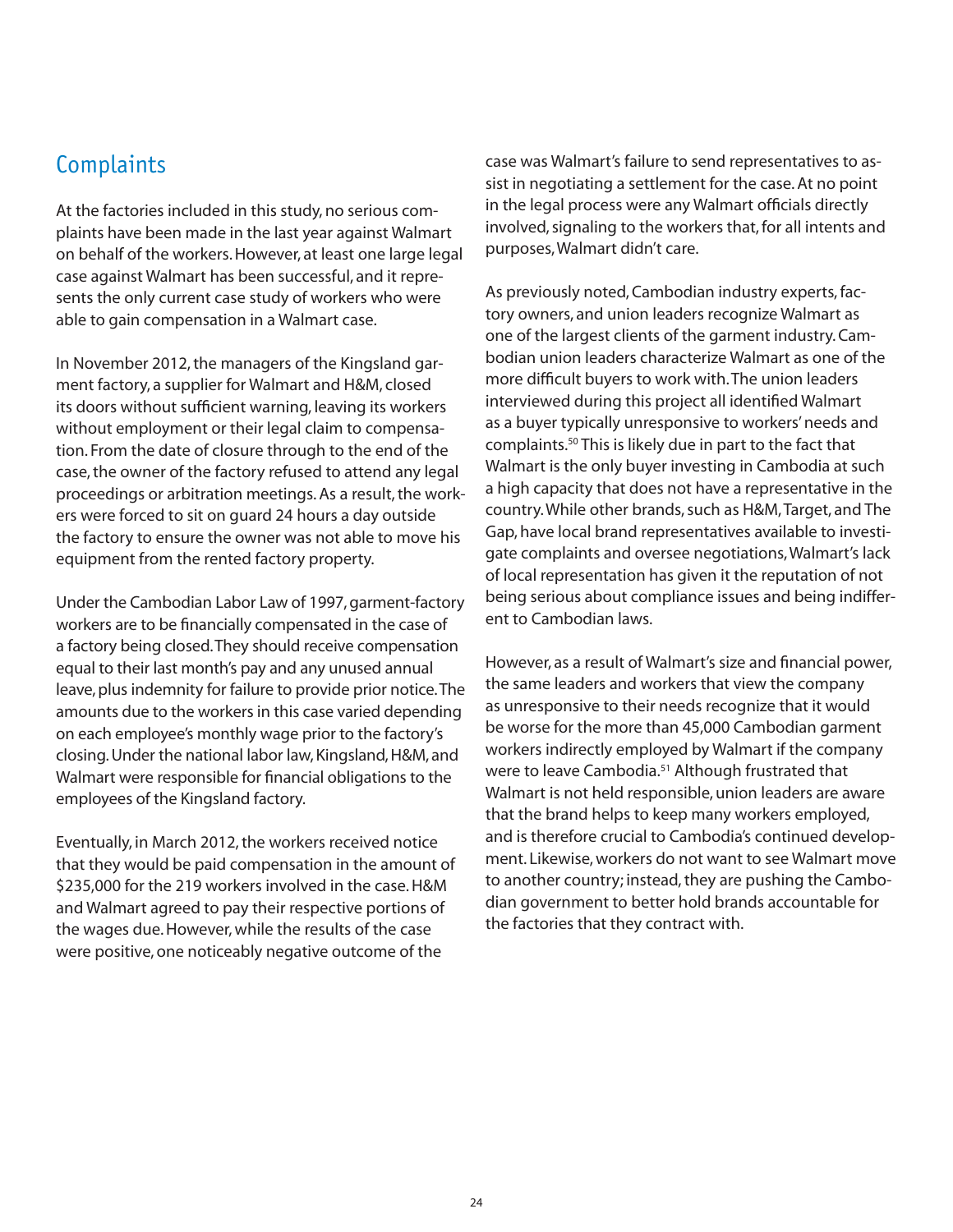## Complaints

At the factories included in this study, no serious complaints have been made in the last year against Walmart on behalf of the workers. However, at least one large legal case against Walmart has been successful, and it represents the only current case study of workers who were able to gain compensation in a Walmart case.

In November 2012, the managers of the Kingsland garment factory, a supplier for Walmart and H&M, closed its doors without sufficient warning, leaving its workers without employment or their legal claim to compensation. From the date of closure through to the end of the case, the owner of the factory refused to attend any legal proceedings or arbitration meetings. As a result, the workers were forced to sit on guard 24 hours a day outside the factory to ensure the owner was not able to move his equipment from the rented factory property.

Under the Cambodian Labor Law of 1997, garment-factory workers are to be financially compensated in the case of a factory being closed. They should receive compensation equal to their last month's pay and any unused annual leave, plus indemnity for failure to provide prior notice. The amounts due to the workers in this case varied depending on each employee's monthly wage prior to the factory's closing. Under the national labor law, Kingsland, H&M, and Walmart were responsible for financial obligations to the employees of the Kingsland factory.

Eventually, in March 2012, the workers received notice that they would be paid compensation in the amount of $235,000 for the 219 workers involved in the case. H&M and Walmart agreed to pay their respective portions of the wages due. However, while the results of the case were positive, one noticeably negative outcome of the case was Walmart's failure to send representatives to assist in negotiating a settlement for the case. At no point in the legal process were any Walmart officials directly involved, signaling to the workers that, for all intents and purposes, Walmart didn't care.

As previously noted, Cambodian industry experts, factory owners, and union leaders recognize Walmart as one of the largest clients of the garment industry. Cambodian union leaders characterize Walmart as one of the more difficult buyers to work with. The union leaders interviewed during this project all identified Walmart as a buyer typically unresponsive to workers' needs and complaints.[50] This is likely due in part to the fact that Walmart is the only buyer investing in Cambodia at such a high capacity that does not have a representative in the country. While other brands, such as H&M, Target, and The Gap, have local brand representatives available to investigate complaints and oversee negotiations, Walmart's lack of local representation has given it the reputation of not being serious about compliance issues and being indifferent to Cambodian laws.

However, as a result of Walmart's size and financial power, the same leaders and workers that view the company as unresponsive to their needs recognize that it would be worse for the more than 45,000 Cambodian garment workers indirectly employed by Walmart if the company were to leave Cambodia.[51] Although frustrated that Walmart is not held responsible, union leaders are aware that the brand helps to keep many workers employed, and is therefore crucial to Cambodia's continued development. Likewise, workers do not want to see Walmart move to another country; instead, they are pushing the Cambodian government to better hold brands accountable for the factories that they contract with.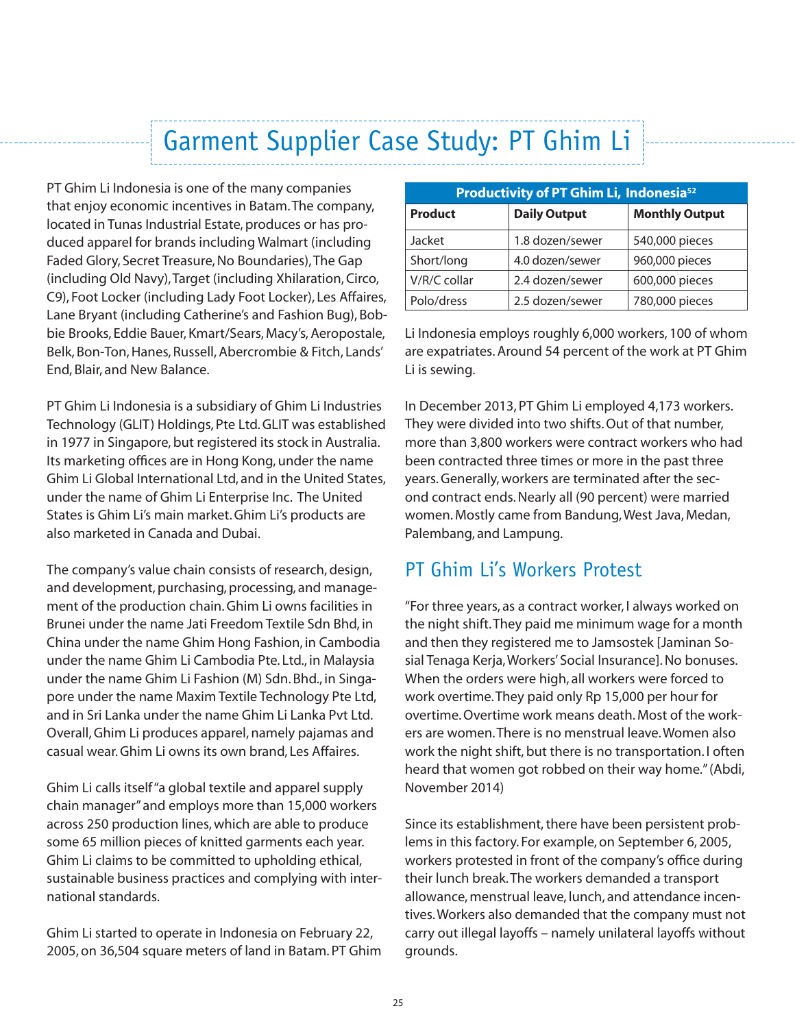# Garment Supplier Case Study: PT Ghim Li

PT Ghim Li Indonesia is one of the many companies that enjoy economic incentives in Batam. The company, located in Tunas Industrial Estate, produces or has produced apparel for brands including Walmart (including Faded Glory, Secret Treasure, No Boundaries), The Gap (including Old Navy), Target (including Xhilaration, Circo, C9), Foot Locker (including Lady Foot Locker), Les Affaires, Lane Bryant (including Catherine's and Fashion Bug), Bobbie Brooks, Eddie Bauer, Kmart/Sears, Macy's, Aeropostale, Belk, Bon-Ton, Hanes, Russell, Abercrombie & Fitch, Lands' End, Blair, and New Balance.

PT Ghim Li Indonesia is a subsidiary of Ghim Li Industries Technology (GLIT) Holdings, Pte Ltd. GLIT was established in 1977 in Singapore, but registered its stock in Australia. Its marketing offices are in Hong Kong, under the name Ghim Li Global International Ltd, and in the United States, under the name of Ghim Li Enterprise Inc. The United States is Ghim Li's main market. Ghim Li's products are also marketed in Canada and Dubai.

The company's value chain consists of research, design, and development, purchasing, processing, and management of the production chain. Ghim Li owns facilities in Brunei under the name Jati Freedom Textile Sdn Bhd, in China under the name Ghim Hong Fashion, in Cambodia under the name Ghim Li Cambodia Pte. Ltd., in Malaysia under the name Ghim Li Fashion (M) Sdn. Bhd., in Singapore under the name Maxim Textile Technology Pte Ltd, and in Sri Lanka under the name Ghim Li Lanka Pvt Ltd. Overall, Ghim Li produces apparel, namely pajamas and casual wear. Ghim Li owns its own brand, Les Affaires.

Ghim Li calls itself "a global textile and apparel supply chain manager" and employs more than 15,000 workers across 250 production lines, which are able to produce some 65 million pieces of knitted garments each year. Ghim Li claims to be committed to upholding ethical, sustainable business practices and complying with international standards.

Ghim Li started to operate in Indonesia on February 22, 2005, on 36,504 square meters of land in Batam. PT Ghim Li Indonesia employs roughly 6,000 workers, 100 of whom are expatriates. Around 54 percent of the work at PT Ghim Li is sewing.

**Productivity of PT Ghim Li, Indonesia[52]**

| Product | Daily Output | Monthly Output |
|---|---|---|
| Jacket | 1.8 dozen/sewer | 540,000 pieces |
| Short/long | 4.0 dozen/sewer | 960,000 pieces |
| V/R/C collar | 2.4 dozen/sewer | 600,000 pieces |
| Polo/dress | 2.5 dozen/sewer | 780,000 pieces |

In December 2013, PT Ghim Li employed 4,173 workers. They were divided into two shifts. Out of that number, more than 3,800 workers were contract workers who had been contracted three times or more in the past three years. Generally, workers are terminated after the second contract ends. Nearly all (90 percent) were married women. Mostly came from Bandung, West Java, Medan, Palembang, and Lampung.

## PT Ghim Li's Workers Protest

"For three years, as a contract worker, I always worked on the night shift. They paid me minimum wage for a month and then they registered me to Jamsostek [Jaminan Sosial Tenaga Kerja, Workers' Social Insurance]. No bonuses. When the orders were high, all workers were forced to work overtime. They paid only Rp 15,000 per hour for overtime. Overtime work means death. Most of the workers are women. There is no menstrual leave. Women also work the night shift, but there is no transportation. I often heard that women got robbed on their way home." (Abdi, November 2014)

Since its establishment, there have been persistent problems in this factory. For example, on September 6, 2005, workers protested in front of the company's office during their lunch break. The workers demanded a transport allowance, menstrual leave, lunch, and attendance incentives. Workers also demanded that the company must not carry out illegal layoffs – namely unilateral layoffs without grounds.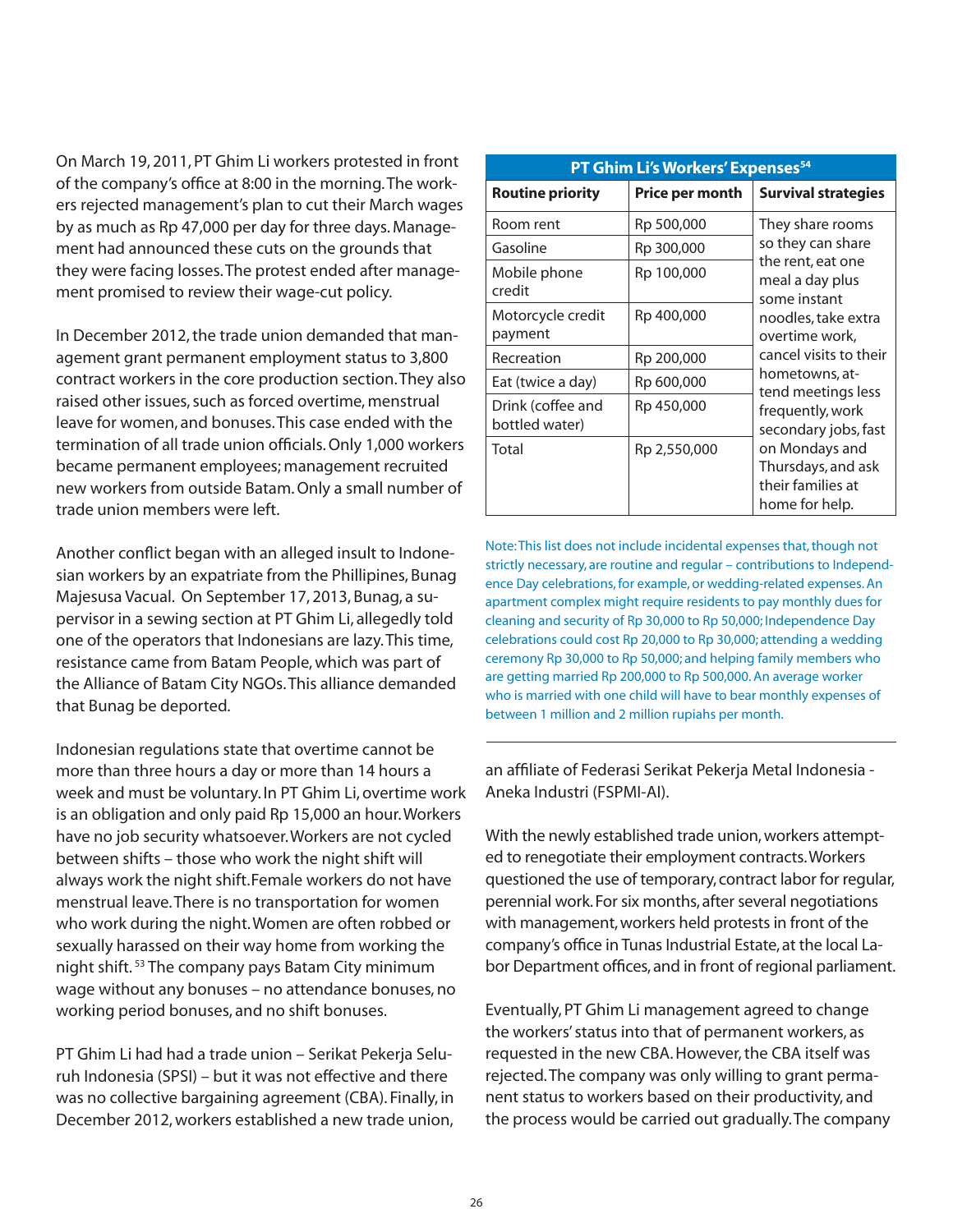On March 19, 2011, PT Ghim Li workers protested in front of the company's office at 8:00 in the morning. The workers rejected management's plan to cut their March wages by as much as Rp 47,000 per day for three days. Management had announced these cuts on the grounds that they were facing losses. The protest ended after management promised to review their wage-cut policy.

In December 2012, the trade union demanded that management grant permanent employment status to 3,800 contract workers in the core production section. They also raised other issues, such as forced overtime, menstrual leave for women, and bonuses. This case ended with the termination of all trade union officials. Only 1,000 workers became permanent employees; management recruited new workers from outside Batam. Only a small number of trade union members were left.

Another conflict began with an alleged insult to Indonesian workers by an expatriate from the Phillipines, Bunag Majesusa Vacual. On September 17, 2013, Bunag, a supervisor in a sewing section at PT Ghim Li, allegedly told one of the operators that Indonesians are lazy. This time, resistance came from Batam People, which was part of the Alliance of Batam City NGOs. This alliance demanded that Bunag be deported.

Indonesian regulations state that overtime cannot be more than three hours a day or more than 14 hours a week and must be voluntary. In PT Ghim Li, overtime work is an obligation and only paid Rp 15,000 an hour. Workers have no job security whatsoever. Workers are not cycled between shifts – those who work the night shift will always work the night shift. Female workers do not have menstrual leave. There is no transportation for women who work during the night. Women are often robbed or sexually harassed on their way home from working the night shift. [53] The company pays Batam City minimum wage without any bonuses – no attendance bonuses, no working period bonuses, and no shift bonuses.

PT Ghim Li had had a trade union – Serikat Pekerja Seluruh Indonesia (SPSI) – but it was not effective and there was no collective bargaining agreement (CBA). Finally, in December 2012, workers established a new trade union, an affiliate of Federasi Serikat Pekerja Metal Indonesia - Aneka Industri (FSPMI-AI).

With the newly established trade union, workers attempted to renegotiate their employment contracts. Workers questioned the use of temporary, contract labor for regular, perennial work. For six months, after several negotiations with management, workers held protests in front of the company's office in Tunas Industrial Estate, at the local Labor Department offices, and in front of regional parliament.

Eventually, PT Ghim Li management agreed to change the workers' status into that of permanent workers, as requested in the new CBA. However, the CBA itself was rejected. The company was only willing to grant permanent status to workers based on their productivity, and the process would be carried out gradually. The company

**PT Ghim Li's Workers' Expenses[54]**

| Routine priority | Price per month | Survival strategies |
|---|---|---|
| Room rent | Rp 500,000 | They share rooms so they can share the rent, eat one meal a day plus some instant noodles, take extra overtime work, cancel visits to their hometowns, attend meetings less frequently, work secondary jobs, fast on Mondays and Thursdays, and ask their families at home for help. |
| Gasoline | Rp 300,000 | |
| Mobile phone credit | Rp 100,000 | |
| Motorcycle credit payment | Rp 400,000 | |
| Recreation | Rp 200,000 | |
| Eat (twice a day) | Rp 600,000 | |
| Drink (coffee and bottled water) | Rp 450,000 | |
| Total | Rp 2,550,000 | |

Note: This list does not include incidental expenses that, though not strictly necessary, are routine and regular – contributions to Independence Day celebrations, for example, or wedding-related expenses. An apartment complex might require residents to pay monthly dues for cleaning and security of Rp 30,000 to Rp 50,000; Independence Day celebrations could cost Rp 20,000 to Rp 30,000; attending a wedding ceremony Rp 30,000 to Rp 50,000; and helping family members who are getting married Rp 200,000 to Rp 500,000. An average worker who is married with one child will have to bear monthly expenses of between 1 million and 2 million rupiahs per month.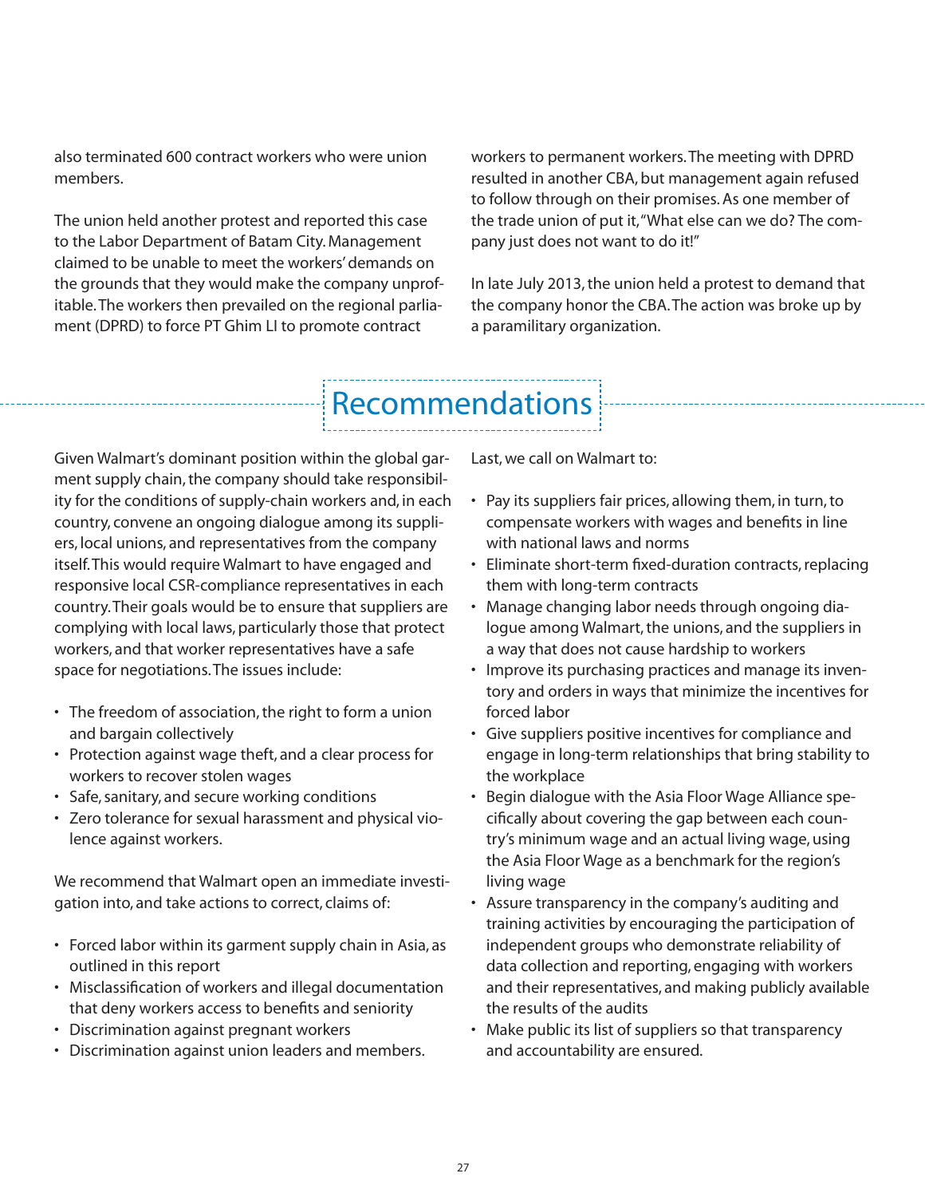also terminated 600 contract workers who were union members.

The union held another protest and reported this case to the Labor Department of Batam City. Management claimed to be unable to meet the workers' demands on the grounds that they would make the company unprofitable. The workers then prevailed on the regional parliament (DPRD) to force PT Ghim LI to promote contract workers to permanent workers. The meeting with DPRD resulted in another CBA, but management again refused to follow through on their promises. As one member of the trade union of put it, "What else can we do? The company just does not want to do it!"

In late July 2013, the union held a protest to demand that the company honor the CBA. The action was broke up by a paramilitary organization.

## Recommendations

Given Walmart's dominant position within the global garment supply chain, the company should take responsibility for the conditions of supply-chain workers and, in each country, convene an ongoing dialogue among its suppliers, local unions, and representatives from the company itself. This would require Walmart to have engaged and responsive local CSR-compliance representatives in each country. Their goals would be to ensure that suppliers are complying with local laws, particularly those that protect workers, and that worker representatives have a safe space for negotiations. The issues include:

- The freedom of association, the right to form a union and bargain collectively
- Protection against wage theft, and a clear process for workers to recover stolen wages
- Safe, sanitary, and secure working conditions
- Zero tolerance for sexual harassment and physical violence against workers.

We recommend that Walmart open an immediate investigation into, and take actions to correct, claims of:

- Forced labor within its garment supply chain in Asia, as outlined in this report
- Misclassification of workers and illegal documentation that deny workers access to benefits and seniority
- Discrimination against pregnant workers
- Discrimination against union leaders and members.

Last, we call on Walmart to:

- Pay its suppliers fair prices, allowing them, in turn, to compensate workers with wages and benefits in line with national laws and norms
- Eliminate short-term fixed-duration contracts, replacing them with long-term contracts
- Manage changing labor needs through ongoing dialogue among Walmart, the unions, and the suppliers in a way that does not cause hardship to workers
- Improve its purchasing practices and manage its inventory and orders in ways that minimize the incentives for forced labor
- Give suppliers positive incentives for compliance and engage in long-term relationships that bring stability to the workplace
- Begin dialogue with the Asia Floor Wage Alliance specifically about covering the gap between each country's minimum wage and an actual living wage, using the Asia Floor Wage as a benchmark for the region's living wage
- Assure transparency in the company's auditing and training activities by encouraging the participation of independent groups who demonstrate reliability of data collection and reporting, engaging with workers and their representatives, and making publicly available the results of the audits
- Make public its list of suppliers so that transparency and accountability are ensured.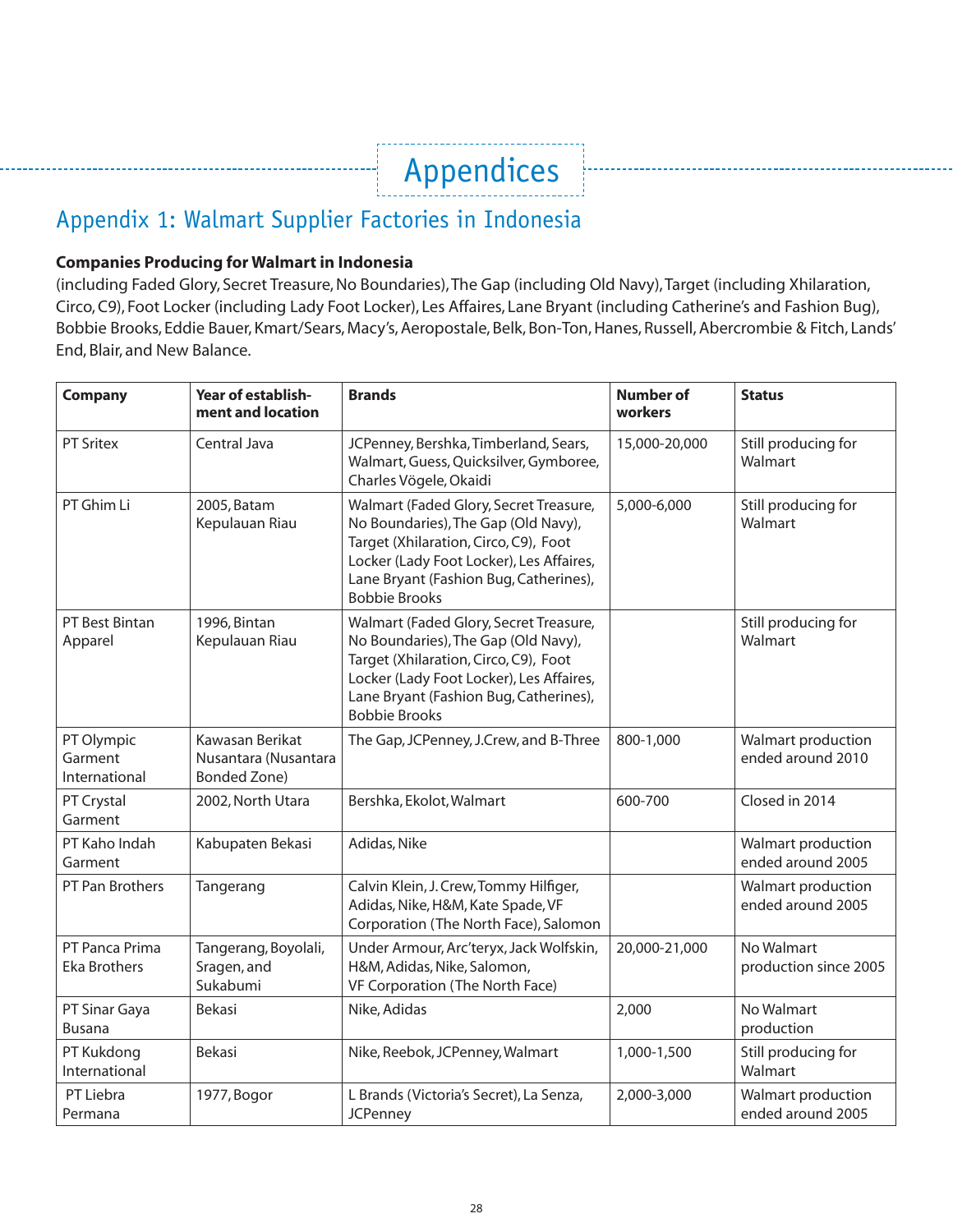# Appendices

## Appendix 1: Walmart Supplier Factories in Indonesia

**Companies Producing for Walmart in Indonesia**
(including Faded Glory, Secret Treasure, No Boundaries), The Gap (including Old Navy), Target (including Xhilaration, Circo, C9), Foot Locker (including Lady Foot Locker), Les Affaires, Lane Bryant (including Catherine's and Fashion Bug), Bobbie Brooks, Eddie Bauer, Kmart/Sears, Macy's, Aeropostale, Belk, Bon-Ton, Hanes, Russell, Abercrombie & Fitch, Lands' End, Blair, and New Balance.

| Company | Year of establishment and location | Brands | Number of workers | Status |
|---|---|---|---|---|
| PT Sritex | Central Java | JCPenney, Bershka, Timberland, Sears, Walmart, Guess, Quicksilver, Gymboree, Charles Vögele, Okaidi | 15,000-20,000 | Still producing for Walmart |
| PT Ghim Li | 2005, Batam Kepulauan Riau | Walmart (Faded Glory, Secret Treasure, No Boundaries), The Gap (Old Navy), Target (Xhilaration, Circo, C9), Foot Locker (Lady Foot Locker), Les Affaires, Lane Bryant (Fashion Bug, Catherines), Bobbie Brooks | 5,000-6,000 | Still producing for Walmart |
| PT Best Bintan Apparel | 1996, Bintan Kepulauan Riau | Walmart (Faded Glory, Secret Treasure, No Boundaries), The Gap (Old Navy), Target (Xhilaration, Circo, C9), Foot Locker (Lady Foot Locker), Les Affaires, Lane Bryant (Fashion Bug, Catherines), Bobbie Brooks | | Still producing for Walmart |
| PT Olympic Garment International | Kawasan Berikat Nusantara (Nusantara Bonded Zone) | The Gap, JCPenney, J.Crew, and B-Three | 800-1,000 | Walmart production ended around 2010 |
| PT Crystal Garment | 2002, North Utara | Bershka, Ekolot, Walmart | 600-700 | Closed in 2014 |
| PT Kaho Indah Garment | Kabupaten Bekasi | Adidas, Nike | | Walmart production ended around 2005 |
| PT Pan Brothers | Tangerang | Calvin Klein, J. Crew, Tommy Hilfiger, Adidas, Nike, H&M, Kate Spade, VF Corporation (The North Face), Salomon | | Walmart production ended around 2005 |
| PT Panca Prima Eka Brothers | Tangerang, Boyolali, Sragen, and Sukabumi | Under Armour, Arc'teryx, Jack Wolfskin, H&M, Adidas, Nike, Salomon, VF Corporation (The North Face) | 20,000-21,000 | No Walmart production since 2005 |
| PT Sinar Gaya Busana | Bekasi | Nike, Adidas | 2,000 | No Walmart production |
| PT Kukdong International | Bekasi | Nike, Reebok, JCPenney, Walmart | 1,000-1,500 | Still producing for Walmart |
| PT Liebra Permana | 1977, Bogor | L Brands (Victoria's Secret), La Senza, JCPenney | 2,000-3,000 | Walmart production ended around 2005 |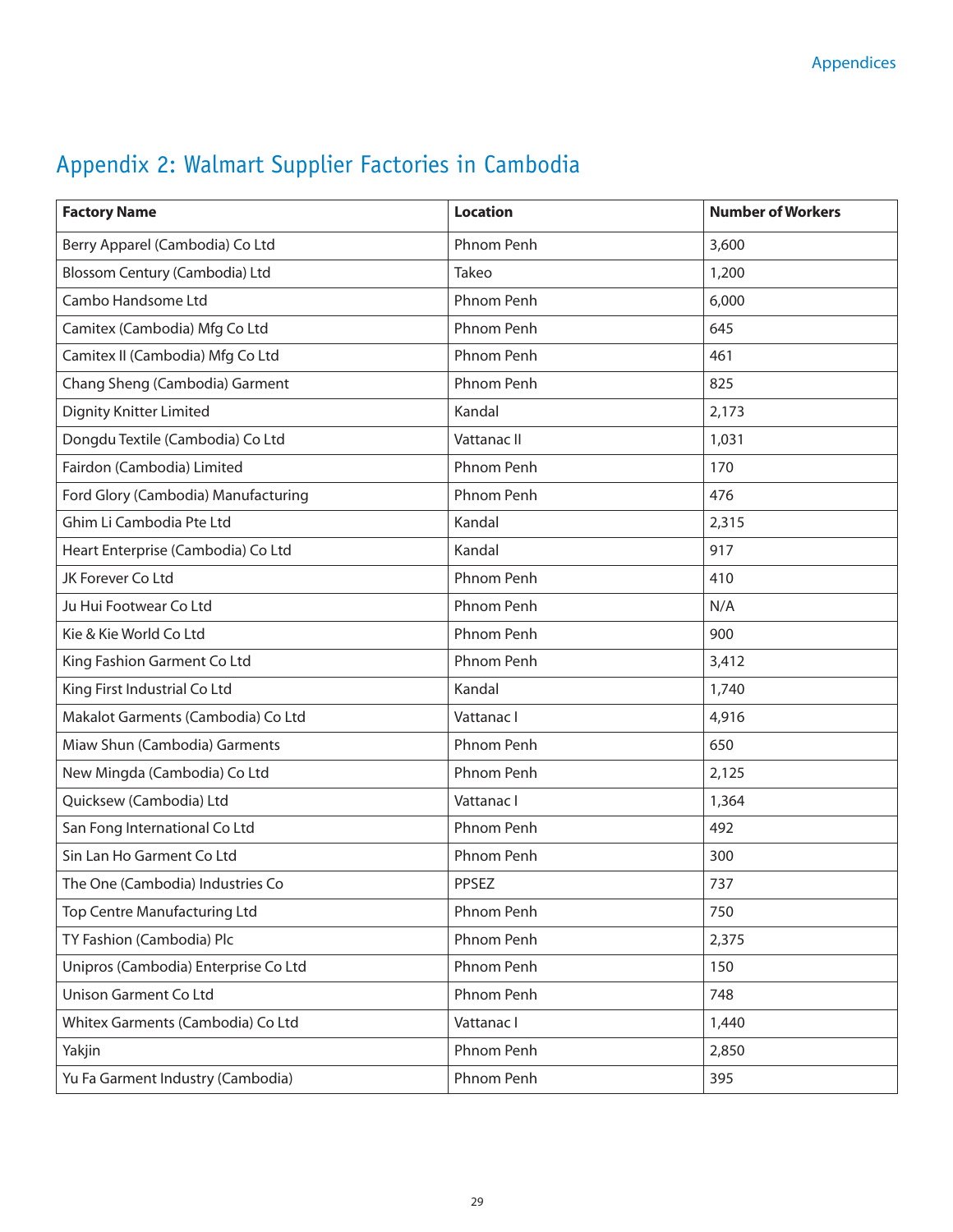## Appendix 2: Walmart Supplier Factories in Cambodia

| Factory Name | Location | Number of Workers |
|---|---|---|
| Berry Apparel (Cambodia) Co Ltd | Phnom Penh | 3,600 |
| Blossom Century (Cambodia) Ltd | Takeo | 1,200 |
| Cambo Handsome Ltd | Phnom Penh | 6,000 |
| Camitex (Cambodia) Mfg Co Ltd | Phnom Penh | 645 |
| Camitex II (Cambodia) Mfg Co Ltd | Phnom Penh | 461 |
| Chang Sheng (Cambodia) Garment | Phnom Penh | 825 |
| Dignity Knitter Limited | Kandal | 2,173 |
| Dongdu Textile (Cambodia) Co Ltd | Vattanac II | 1,031 |
| Fairdon (Cambodia) Limited | Phnom Penh | 170 |
| Ford Glory (Cambodia) Manufacturing | Phnom Penh | 476 |
| Ghim Li Cambodia Pte Ltd | Kandal | 2,315 |
| Heart Enterprise (Cambodia) Co Ltd | Kandal | 917 |
| JK Forever Co Ltd | Phnom Penh | 410 |
| Ju Hui Footwear Co Ltd | Phnom Penh | N/A |
| Kie & Kie World Co Ltd | Phnom Penh | 900 |
| King Fashion Garment Co Ltd | Phnom Penh | 3,412 |
| King First Industrial Co Ltd | Kandal | 1,740 |
| Makalot Garments (Cambodia) Co Ltd | Vattanac I | 4,916 |
| Miaw Shun (Cambodia) Garments | Phnom Penh | 650 |
| New Mingda (Cambodia) Co Ltd | Phnom Penh | 2,125 |
| Quicksew (Cambodia) Ltd | Vattanac I | 1,364 |
| San Fong International Co Ltd | Phnom Penh | 492 |
| Sin Lan Ho Garment Co Ltd | Phnom Penh | 300 |
| The One (Cambodia) Industries Co | PPSEZ | 737 |
| Top Centre Manufacturing Ltd | Phnom Penh | 750 |
| TY Fashion (Cambodia) Plc | Phnom Penh | 2,375 |
| Unipros (Cambodia) Enterprise Co Ltd | Phnom Penh | 150 |
| Unison Garment Co Ltd | Phnom Penh | 748 |
| Whitex Garments (Cambodia) Co Ltd | Vattanac I | 1,440 |
| Yakjin | Phnom Penh | 2,850 |
| Yu Fa Garment Industry (Cambodia) | Phnom Penh | 395 |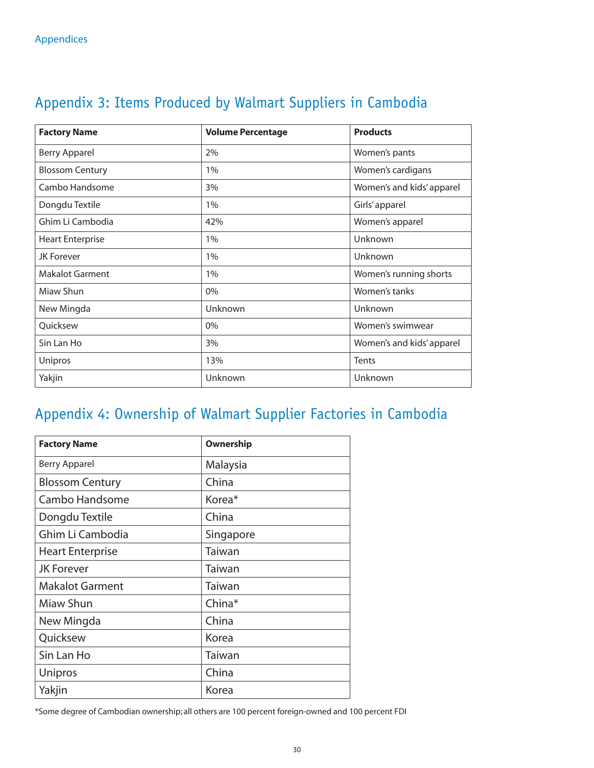Appendices

## Appendix 3: Items Produced by Walmart Suppliers in Cambodia

| Factory Name | Volume Percentage | Products |
|---|---|---|
| Berry Apparel | 2% | Women's pants |
| Blossom Century | 1% | Women's cardigans |
| Cambo Handsome | 3% | Women's and kids' apparel |
| Dongdu Textile | 1% | Girls' apparel |
| Ghim Li Cambodia | 42% | Women's apparel |
| Heart Enterprise | 1% | Unknown |
| JK Forever | 1% | Unknown |
| Makalot Garment | 1% | Women's running shorts |
| Miaw Shun | 0% | Women's tanks |
| New Mingda | Unknown | Unknown |
| Quicksew | 0% | Women's swimwear |
| Sin Lan Ho | 3% | Women's and kids' apparel |
| Unipros | 13% | Tents |
| Yakjin | Unknown | Unknown |

## Appendix 4: Ownership of Walmart Supplier Factories in Cambodia

| Factory Name | Ownership |
|---|---|
| Berry Apparel | Malaysia |
| Blossom Century | China |
| Cambo Handsome | Korea* |
| Dongdu Textile | China |
| Ghim Li Cambodia | Singapore |
| Heart Enterprise | Taiwan |
| JK Forever | Taiwan |
| Makalot Garment | Taiwan |
| Miaw Shun | China* |
| New Mingda | China |
| Quicksew | Korea |
| Sin Lan Ho | Taiwan |
| Unipros | China |
| Yakjin | Korea |

*Some degree of Cambodian ownership; all others are 100 percent foreign-owned and 100 percent FDI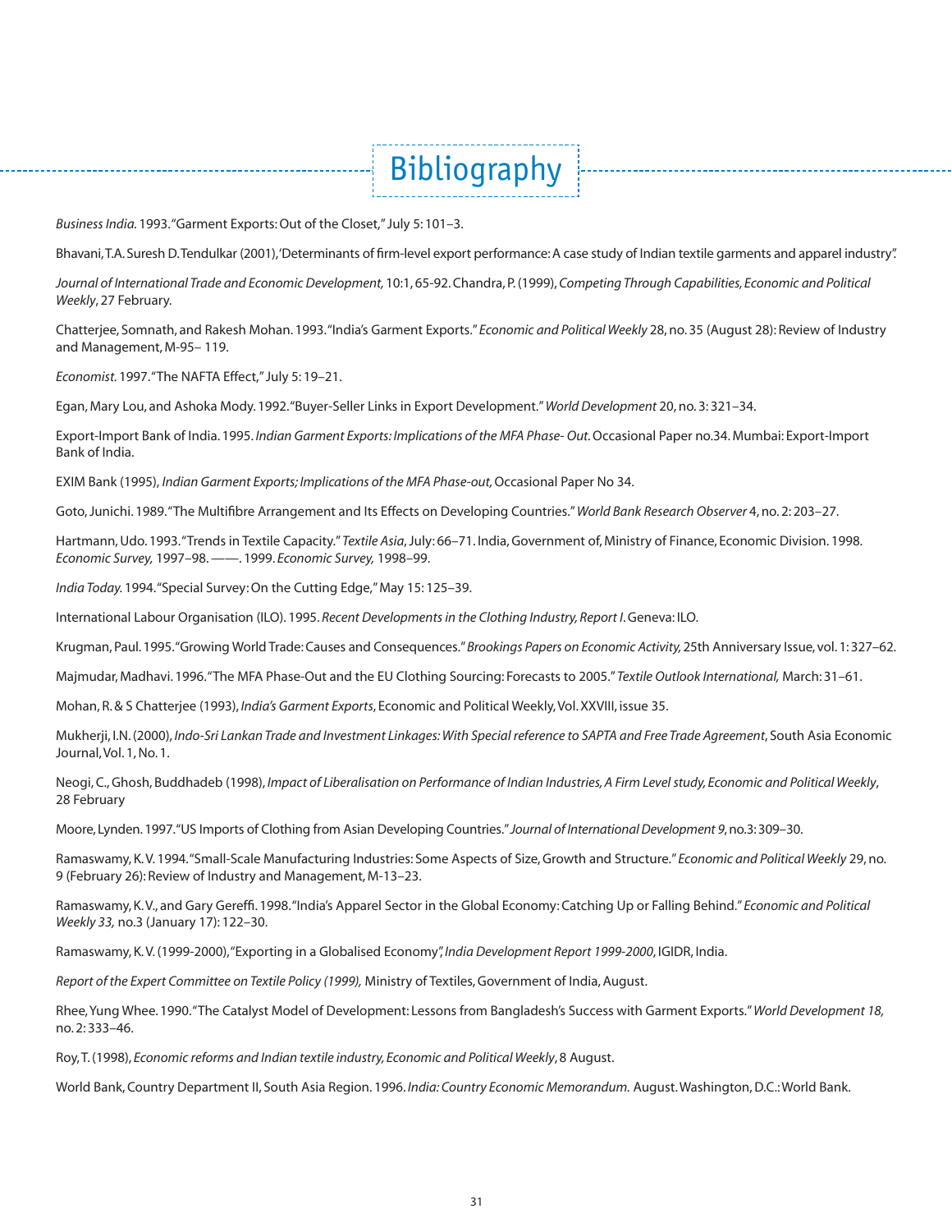# Bibliography

*Business India.* 1993. "Garment Exports: Out of the Closet," July 5: 101–3.

Bhavani, T.A. Suresh D. Tendulkar (2001), 'Determinants of firm-level export performance: A case study of Indian textile garments and apparel industry'.

*Journal of International Trade and Economic Development,* 10:1, 65-92. Chandra, P. (1999), *Competing Through Capabilities, Economic and Political Weekly*, 27 February.

Chatterjee, Somnath, and Rakesh Mohan. 1993. "India's Garment Exports." *Economic and Political Weekly* 28, no. 35 (August 28): Review of Industry and Management, M-95– 119.

*Economist.* 1997. "The NAFTA Effect," July 5: 19–21.

Egan, Mary Lou, and Ashoka Mody. 1992. "Buyer-Seller Links in Export Development." *World Development* 20, no. 3: 321–34.

Export-Import Bank of India. 1995. *Indian Garment Exports: Implications of the MFA Phase- Out*. Occasional Paper no.34. Mumbai: Export-Import Bank of India.

EXIM Bank (1995), *Indian Garment Exports; Implications of the MFA Phase-out,* Occasional Paper No 34.

Goto, Junichi. 1989. "The Multifibre Arrangement and Its Effects on Developing Countries." *World Bank Research Observer* 4, no. 2: 203–27.

Hartmann, Udo. 1993. "Trends in Textile Capacity." *Textile Asia*, July: 66–71. India, Government of, Ministry of Finance, Economic Division. 1998. *Economic Survey,* 1997–98. ——. 1999. *Economic Survey,* 1998–99.

*India Today.* 1994. "Special Survey: On the Cutting Edge," May 15: 125–39.

International Labour Organisation (ILO). 1995. *Recent Developments in the Clothing Industry, Report I*. Geneva: ILO.

Krugman, Paul. 1995. "Growing World Trade: Causes and Consequences." *Brookings Papers on Economic Activity,* 25th Anniversary Issue, vol. 1: 327–62.

Majmudar, Madhavi. 1996. "The MFA Phase-Out and the EU Clothing Sourcing: Forecasts to 2005." *Textile Outlook International,* March: 31–61.

Mohan, R. & S Chatterjee (1993), *India's Garment Exports*, Economic and Political Weekly, Vol. XXVIII, issue 35.

Mukherji, I.N. (2000), *Indo-Sri Lankan Trade and Investment Linkages: With Special reference to SAPTA and Free Trade Agreement*, South Asia Economic Journal, Vol. 1, No. 1.

Neogi, C., Ghosh, Buddhadeb (1998), *Impact of Liberalisation on Performance of Indian Industries, A Firm Level study, Economic and Political Weekly*, 28 February

Moore, Lynden. 1997. "US Imports of Clothing from Asian Developing Countries." *Journal of International Development 9*, no.3: 309–30.

Ramaswamy, K. V. 1994. "Small-Scale Manufacturing Industries: Some Aspects of Size, Growth and Structure." *Economic and Political Weekly* 29, no. 9 (February 26): Review of Industry and Management, M-13–23.

Ramaswamy, K. V., and Gary Gereffi. 1998. "India's Apparel Sector in the Global Economy: Catching Up or Falling Behind." *Economic and Political Weekly 33,* no.3 (January 17): 122–30.

Ramaswamy, K. V. (1999-2000), "Exporting in a Globalised Economy", *India Development Report 1999-2000*, IGIDR, India.

*Report of the Expert Committee on Textile Policy (1999),* Ministry of Textiles, Government of India, August.

Rhee, Yung Whee. 1990. "The Catalyst Model of Development: Lessons from Bangladesh's Success with Garment Exports." *World Development 18,* no. 2: 333–46.

Roy, T. (1998), *Economic reforms and Indian textile industry, Economic and Political Weekly*, 8 August.

World Bank, Country Department II, South Asia Region. 1996. *India: Country Economic Memorandum.* August. Washington, D.C.: World Bank.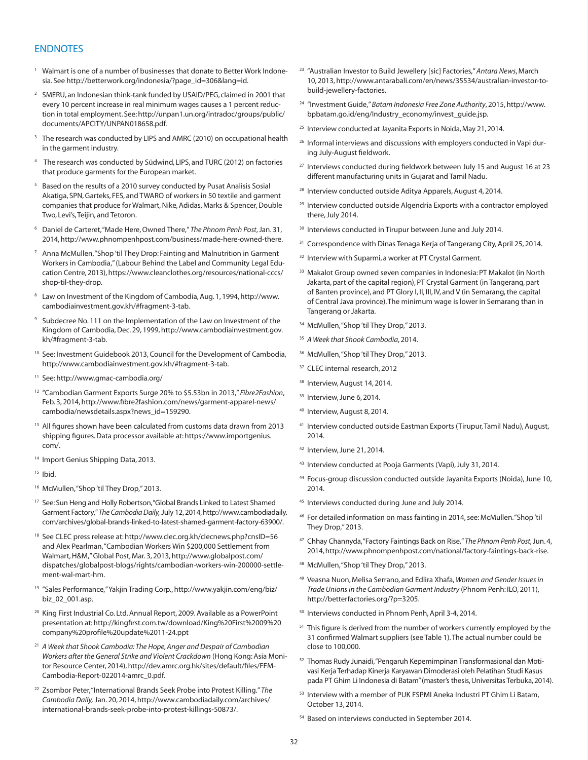## ENDNOTES

1. Walmart is one of a number of businesses that donate to Better Work Indonesia. See http://betterwork.org/indonesia/?page_id=306&lang=id.
2. SMERU, an Indonesian think-tank funded by USAID/PEG, claimed in 2001 that every 10 percent increase in real minimum wages causes a 1 percent reduction in total employment. See: http://unpan1.un.org/intradoc/groups/public/documents/APCITY/UNPAN018658.pdf.
3. The research was conducted by LIPS and AMRC (2010) on occupational health in the garment industry.
4. The research was conducted by Südwind, LIPS, and TURC (2012) on factories that produce garments for the European market.
5. Based on the results of a 2010 survey conducted by Pusat Analisis Sosial Akatiga, SPN, Garteks, FES, and TWARO of workers in 50 textile and garment companies that produce for Walmart, Nike, Adidas, Marks & Spencer, Double Two, Levi's, Teijin, and Tetoron.
6. Daniel de Carteret, "Made Here, Owned There," *The Phnom Penh Post*, Jan. 31, 2014, http://www.phnompenhpost.com/business/made-here-owned-there.
7. Anna McMullen, "Shop 'til They Drop: Fainting and Malnutrition in Garment Workers in Cambodia," (Labour Behind the Label and Community Legal Education Centre, 2013), https://www.cleanclothes.org/resources/national-cccs/shop-til-they-drop.
8. Law on Investment of the Kingdom of Cambodia, Aug. 1, 1994, http://www.cambodiainvestment.gov.kh/#fragment-3-tab.
9. Subdecree No. 111 on the Implementation of the Law on Investment of the Kingdom of Cambodia, Dec. 29, 1999, http://www.cambodiainvestment.gov.kh/#fragment-3-tab.
10. See: Investment Guidebook 2013, Council for the Development of Cambodia, http://www.cambodiainvestment.gov.kh/#fragment-3-tab.
11. See: http://www.gmac-cambodia.org/
12. "Cambodian Garment Exports Surge 20% to $5.53bn in 2013," *Fibre2Fashion*, Feb. 3, 2014, http://www.fibre2fashion.com/news/garment-apparel-news/cambodia/newsdetails.aspx?news_id=159290.
13. All figures shown have been calculated from customs data drawn from 2013 shipping figures. Data processor available at: https://www.importgenius.com/.
14. Import Genius Shipping Data, 2013.
15. Ibid.
16. McMullen, "Shop 'til They Drop," 2013.
17. See: Sun Heng and Holly Robertson, "Global Brands Linked to Latest Shamed Garment Factory," *The Cambodia Daily,* July 12, 2014, http://www.cambodiadaily.com/archives/global-brands-linked-to-latest-shamed-garment-factory-63900/.
18. See CLEC press release at: http://www.clec.org.kh/clecnews.php?cnsID=56 and Alex Pearlman, "Cambodian Workers Win $200,000 Settlement from Walmart, H&M," Global Post, Mar. 3, 2013, http://www.globalpost.com/dispatches/globalpost-blogs/rights/cambodian-workers-win-200000-settlement-wal-mart-hm.
19. "Sales Performance," Yakjin Trading Corp., http://www.yakjin.com/eng/biz/biz_02_001.asp.
20. King First Industrial Co. Ltd. Annual Report, 2009. Available as a PowerPoint presentation at: http://kingfirst.com.tw/download/King%20First%2009%20company%20profile%20update%2011-24.ppt
21. *A Week that Shook Cambodia: The Hope, Anger and Despair of Cambodian Workers after the General Strike and Violent Crackdown* (Hong Kong: Asia Monitor Resource Center, 2014), http://dev.amrc.org.hk/sites/default/files/FFM-Cambodia-Report-022014-amrc_0.pdf.
22. Zsombor Peter, "International Brands Seek Probe into Protest Killing." *The Cambodia Daily,* Jan. 20, 2014, http://www.cambodiadaily.com/archives/international-brands-seek-probe-into-protest-killings-50873/.
23. "Australian Investor to Build Jewellery [sic] Factories," *Antara News*, March 10, 2013, http://www.antarabali.com/en/news/35534/australian-investor-to-build-jewellery-factories.
24. "Investment Guide," *Batam Indonesia Free Zone Authority*, 2015, http://www.bpbatam.go.id/eng/Industry_economy/invest_guide.jsp.
25. Interview conducted at Jayanita Exports in Noida, May 21, 2014.
26. Informal interviews and discussions with employers conducted in Vapi during July-August fieldwork.
27. Interviews conducted during fieldwork between July 15 and August 16 at 23 different manufacturing units in Gujarat and Tamil Nadu.
28. Interview conducted outside Aditya Apparels, August 4, 2014.
29. Interview conducted outside Algendria Exports with a contractor employed there, July 2014.
30. Interviews conducted in Tirupur between June and July 2014.
31. Correspondence with Dinas Tenaga Kerja of Tangerang City, April 25, 2014.
32. Interview with Suparmi, a worker at PT Crystal Garment.
33. Makalot Group owned seven companies in Indonesia: PT Makalot (in North Jakarta, part of the capital region), PT Crystal Garment (in Tangerang, part of Banten province), and PT Glory I, II, III, IV, and V (in Semarang, the capital of Central Java province). The minimum wage is lower in Semarang than in Tangerang or Jakarta.
34. McMullen, "Shop 'til They Drop," 2013.
35. *A Week that Shook Cambodia*, 2014.
36. McMullen, "Shop 'til They Drop," 2013.
37. CLEC internal research, 2012
38. Interview, August 14, 2014.
39. Interview, June 6, 2014.
40. Interview, August 8, 2014.
41. Interview conducted outside Eastman Exports (Tirupur, Tamil Nadu), August, 2014.
42. Interview, June 21, 2014.
43. Interview conducted at Pooja Garments (Vapi), July 31, 2014.
44. Focus-group discussion conducted outside Jayanita Exports (Noida), June 10, 2014.
45. Interviews conducted during June and July 2014.
46. For detailed information on mass fainting in 2014, see: McMullen. "Shop 'til They Drop," 2013.
47. Chhay Channyda, "Factory Faintings Back on Rise," *The Phnom Penh Post*, Jun. 4, 2014, http://www.phnompenhpost.com/national/factory-faintings-back-rise.
48. McMullen, "Shop 'til They Drop," 2013.
49. Veasna Nuon, Melisa Serrano, and Edlira Xhafa, *Women and Gender Issues in Trade Unions in the Cambodian Garment Industry* (Phnom Penh: ILO, 2011), http://betterfactories.org/?p=3205.
50. Interviews conducted in Phnom Penh, April 3-4, 2014.
51. This figure is derived from the number of workers currently employed by the 31 confirmed Walmart suppliers (see Table 1). The actual number could be close to 100,000.
52. Thomas Rudy Junaidi, "Pengaruh Kepemimpinan Transformasional dan Motivasi Kerja Terhadap Kinerja Karyawan Dimoderasi oleh Pelatihan Studi Kasus pada PT Ghim Li Indonesia di Batam" (master's thesis, Universitas Terbuka, 2014).
53. Interview with a member of PUK FSPMI Aneka Industri PT Ghim Li Batam, October 13, 2014.
54. Based on interviews conducted in September 2014.